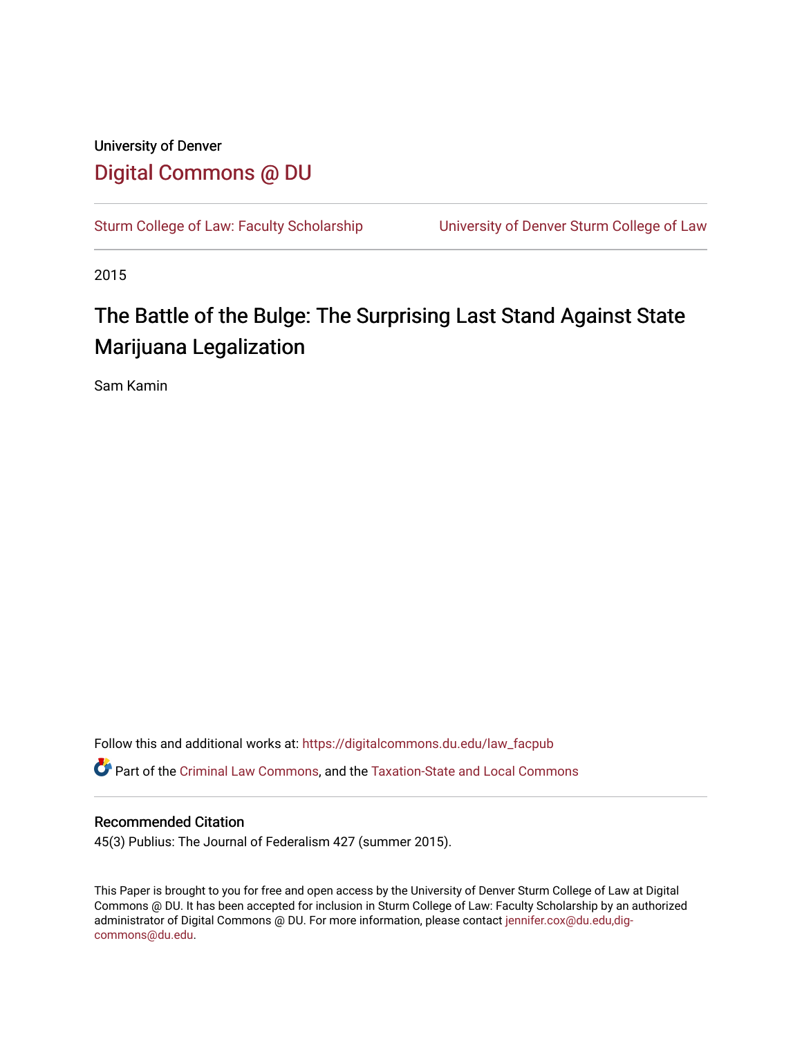University of Denver

## Digital Commons @ DU

Sturm College of Law: Faculty Scholarship | University of Denver Sturm College of Law

2015

# The Battle of the Bulge: The Surprising Last Stand Against State Marijuana Legalization

Sam Kamin

Follow this and additional works at: https://digitalcommons.du.edu/law_facpub

Part of the Criminal Law Commons, and the Taxation-State and Local Commons

### Recommended Citation

45(3) Publius: The Journal of Federalism 427 (summer 2015).

This Paper is brought to you for free and open access by the University of Denver Sturm College of Law at Digital Commons @ DU. It has been accepted for inclusion in Sturm College of Law: Faculty Scholarship by an authorized administrator of Digital Commons @ DU. For more information, please contact jennifer.cox@du.edu,dig-commons@du.edu.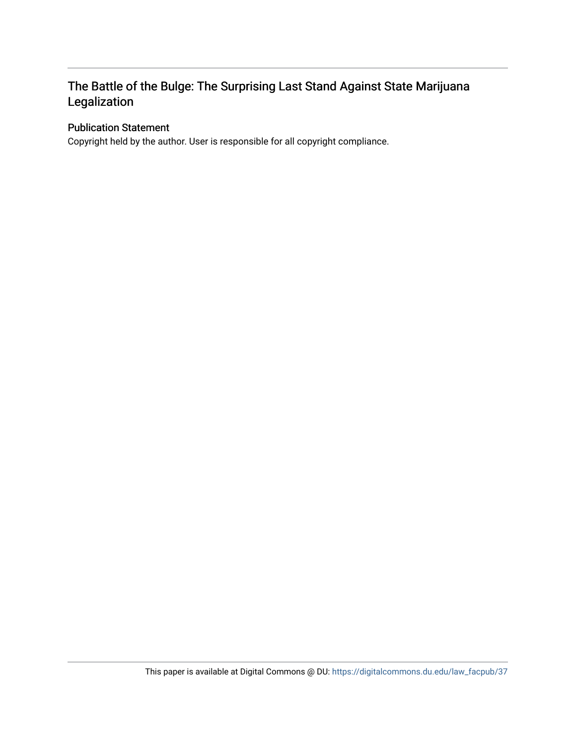## The Battle of the Bulge: The Surprising Last Stand Against State Marijuana Legalization

### Publication Statement

Copyright held by the author. User is responsible for all copyright compliance.

This paper is available at Digital Commons @ DU: https://digitalcommons.du.edu/law_facpub/37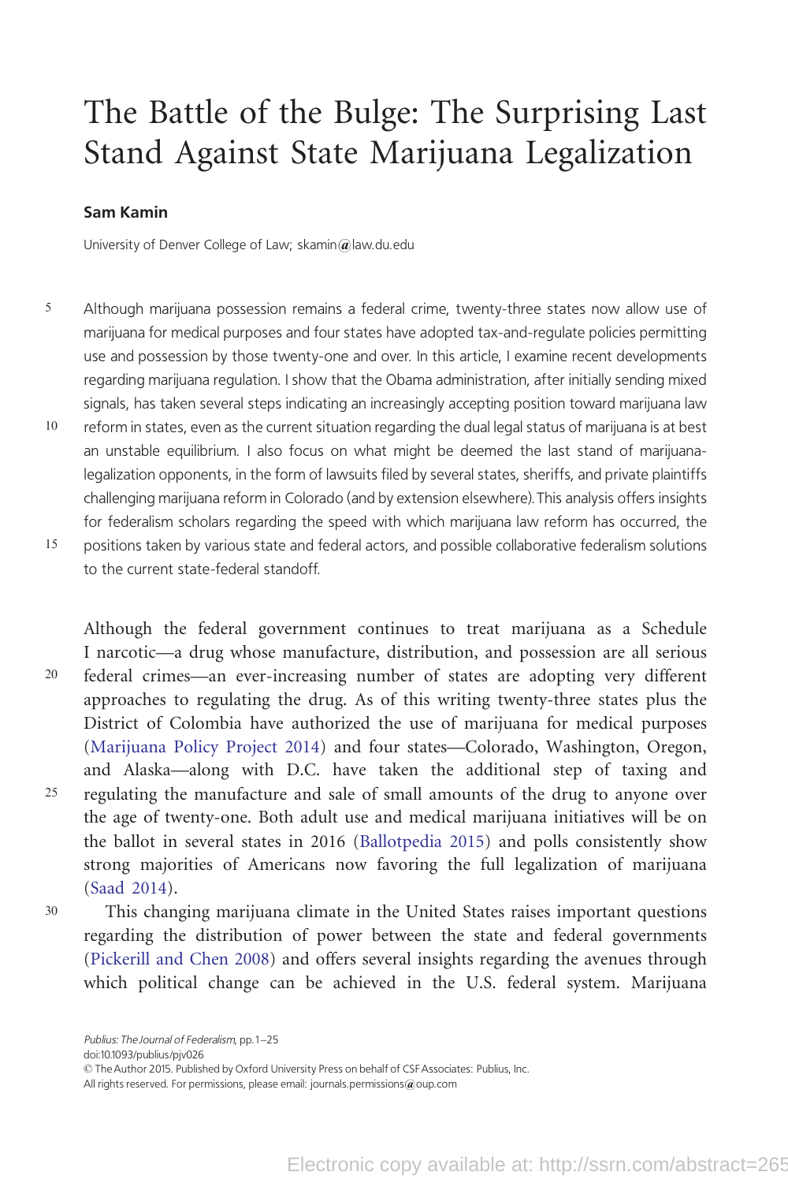# The Battle of the Bulge: The Surprising Last Stand Against State Marijuana Legalization

**Sam Kamin**

University of Denver College of Law; skamin@law.du.edu

Although marijuana possession remains a federal crime, twenty-three states now allow use of marijuana for medical purposes and four states have adopted tax-and-regulate policies permitting use and possession by those twenty-one and over. In this article, I examine recent developments regarding marijuana regulation. I show that the Obama administration, after initially sending mixed signals, has taken several steps indicating an increasingly accepting position toward marijuana law reform in states, even as the current situation regarding the dual legal status of marijuana is at best an unstable equilibrium. I also focus on what might be deemed the last stand of marijuana-legalization opponents, in the form of lawsuits filed by several states, sheriffs, and private plaintiffs challenging marijuana reform in Colorado (and by extension elsewhere). This analysis offers insights for federalism scholars regarding the speed with which marijuana law reform has occurred, the positions taken by various state and federal actors, and possible collaborative federalism solutions to the current state-federal standoff.

Although the federal government continues to treat marijuana as a Schedule I narcotic—a drug whose manufacture, distribution, and possession are all serious federal crimes—an ever-increasing number of states are adopting very different approaches to regulating the drug. As of this writing twenty-three states plus the District of Columbia have authorized the use of marijuana for medical purposes (Marijuana Policy Project 2014) and four states—Colorado, Washington, Oregon, and Alaska—along with D.C. have taken the additional step of taxing and regulating the manufacture and sale of small amounts of the drug to anyone over the age of twenty-one. Both adult use and medical marijuana initiatives will be on the ballot in several states in 2016 (Ballotpedia 2015) and polls consistently show strong majorities of Americans now favoring the full legalization of marijuana (Saad 2014).

This changing marijuana climate in the United States raises important questions regarding the distribution of power between the state and federal governments (Pickerill and Chen 2008) and offers several insights regarding the avenues through which political change can be achieved in the U.S. federal system. Marijuana

*Publius: The Journal of Federalism*, pp. 1–25
doi:10.1093/publius/pjv026
© The Author 2015. Published by Oxford University Press on behalf of CSF Associates: Publius, Inc.
All rights reserved. For permissions, please email: journals.permissions@oup.com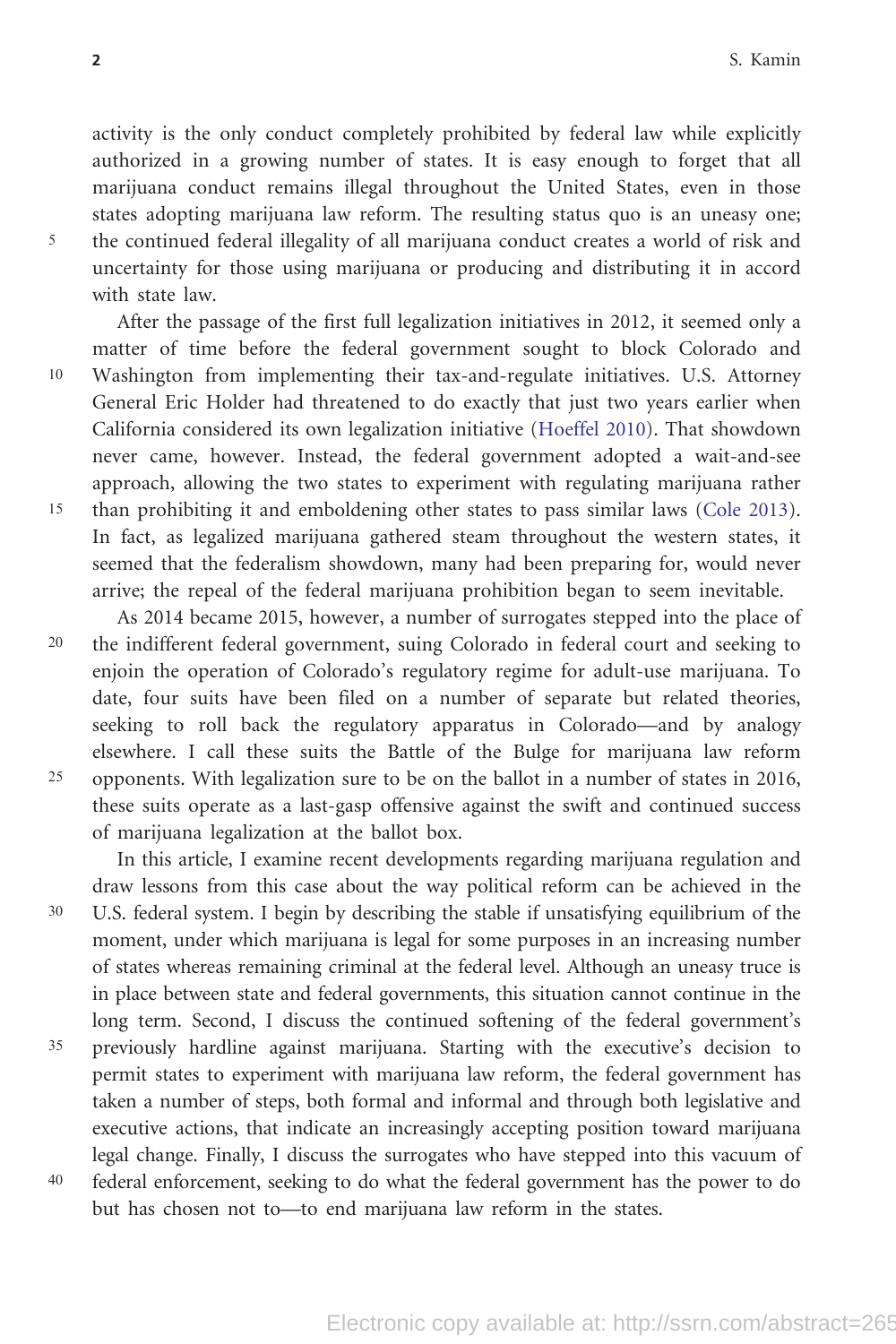activity is the only conduct completely prohibited by federal law while explicitly authorized in a growing number of states. It is easy enough to forget that all marijuana conduct remains illegal throughout the United States, even in those states adopting marijuana law reform. The resulting status quo is an uneasy one; the continued federal illegality of all marijuana conduct creates a world of risk and uncertainty for those using marijuana or producing and distributing it in accord with state law.

After the passage of the first full legalization initiatives in 2012, it seemed only a matter of time before the federal government sought to block Colorado and Washington from implementing their tax-and-regulate initiatives. U.S. Attorney General Eric Holder had threatened to do exactly that just two years earlier when California considered its own legalization initiative (Hoeffel 2010). That showdown never came, however. Instead, the federal government adopted a wait-and-see approach, allowing the two states to experiment with regulating marijuana rather than prohibiting it and emboldening other states to pass similar laws (Cole 2013). In fact, as legalized marijuana gathered steam throughout the western states, it seemed that the federalism showdown, many had been preparing for, would never arrive; the repeal of the federal marijuana prohibition began to seem inevitable.

As 2014 became 2015, however, a number of surrogates stepped into the place of the indifferent federal government, suing Colorado in federal court and seeking to enjoin the operation of Colorado's regulatory regime for adult-use marijuana. To date, four suits have been filed on a number of separate but related theories, seeking to roll back the regulatory apparatus in Colorado—and by analogy elsewhere. I call these suits the Battle of the Bulge for marijuana law reform opponents. With legalization sure to be on the ballot in a number of states in 2016, these suits operate as a last-gasp offensive against the swift and continued success of marijuana legalization at the ballot box.

In this article, I examine recent developments regarding marijuana regulation and draw lessons from this case about the way political reform can be achieved in the U.S. federal system. I begin by describing the stable if unsatisfying equilibrium of the moment, under which marijuana is legal for some purposes in an increasing number of states whereas remaining criminal at the federal level. Although an uneasy truce is in place between state and federal governments, this situation cannot continue in the long term. Second, I discuss the continued softening of the federal government's previously hardline against marijuana. Starting with the executive's decision to permit states to experiment with marijuana law reform, the federal government has taken a number of steps, both formal and informal and through both legislative and executive actions, that indicate an increasingly accepting position toward marijuana legal change. Finally, I discuss the surrogates who have stepped into this vacuum of federal enforcement, seeking to do what the federal government has the power to do but has chosen not to—to end marijuana law reform in the states.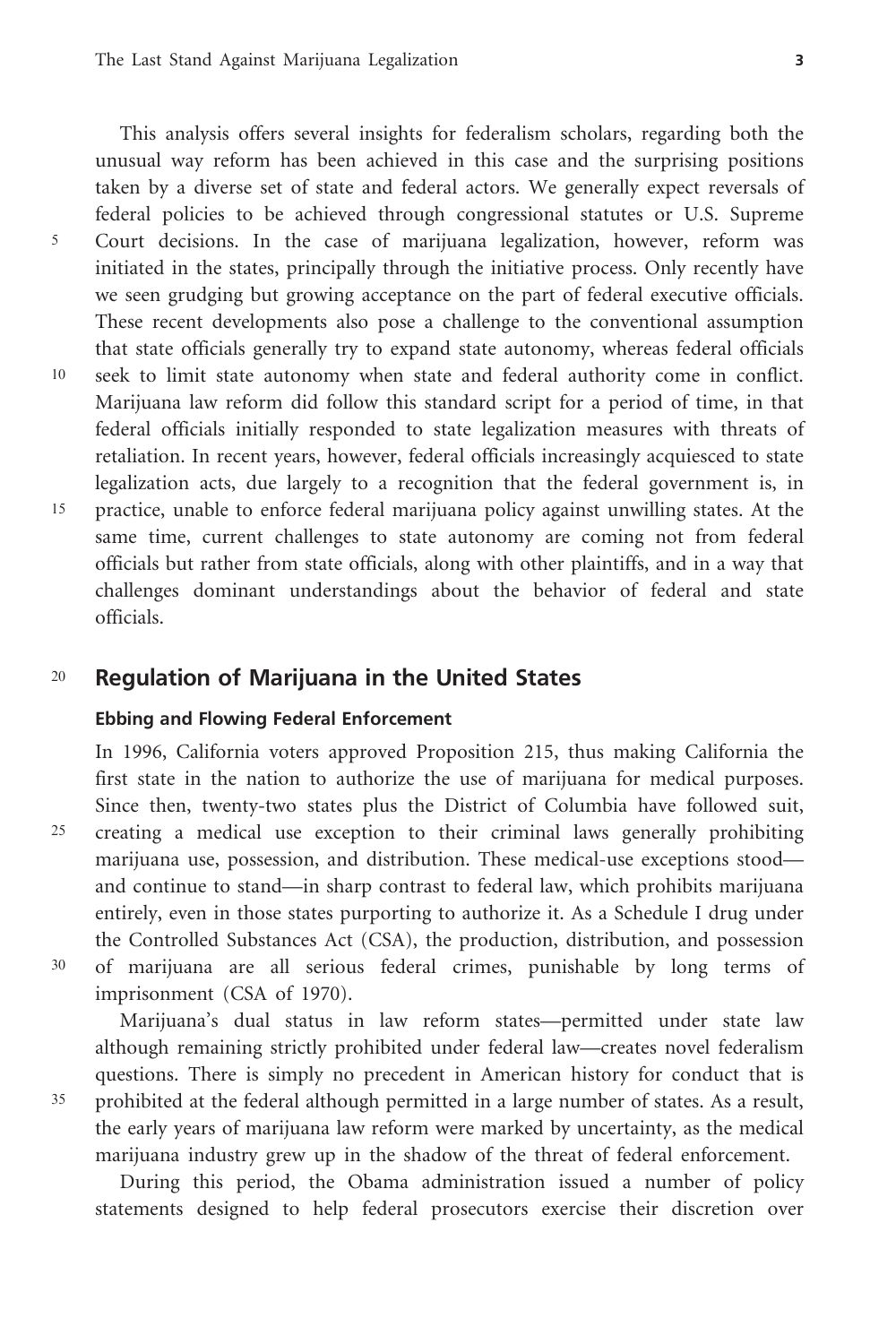This analysis offers several insights for federalism scholars, regarding both the unusual way reform has been achieved in this case and the surprising positions taken by a diverse set of state and federal actors. We generally expect reversals of federal policies to be achieved through congressional statutes or U.S. Supreme Court decisions. In the case of marijuana legalization, however, reform was initiated in the states, principally through the initiative process. Only recently have we seen grudging but growing acceptance on the part of federal executive officials. These recent developments also pose a challenge to the conventional assumption that state officials generally try to expand state autonomy, whereas federal officials seek to limit state autonomy when state and federal authority come in conflict. Marijuana law reform did follow this standard script for a period of time, in that federal officials initially responded to state legalization measures with threats of retaliation. In recent years, however, federal officials increasingly acquiesced to state legalization acts, due largely to a recognition that the federal government is, in practice, unable to enforce federal marijuana policy against unwilling states. At the same time, current challenges to state autonomy are coming not from federal officials but rather from state officials, along with other plaintiffs, and in a way that challenges dominant understandings about the behavior of federal and state officials.

## Regulation of Marijuana in the United States

### Ebbing and Flowing Federal Enforcement

In 1996, California voters approved Proposition 215, thus making California the first state in the nation to authorize the use of marijuana for medical purposes. Since then, twenty-two states plus the District of Columbia have followed suit, creating a medical use exception to their criminal laws generally prohibiting marijuana use, possession, and distribution. These medical-use exceptions stood—and continue to stand—in sharp contrast to federal law, which prohibits marijuana entirely, even in those states purporting to authorize it. As a Schedule I drug under the Controlled Substances Act (CSA), the production, distribution, and possession of marijuana are all serious federal crimes, punishable by long terms of imprisonment (CSA of 1970).

Marijuana's dual status in law reform states—permitted under state law although remaining strictly prohibited under federal law—creates novel federalism questions. There is simply no precedent in American history for conduct that is prohibited at the federal although permitted in a large number of states. As a result, the early years of marijuana law reform were marked by uncertainty, as the medical marijuana industry grew up in the shadow of the threat of federal enforcement.

During this period, the Obama administration issued a number of policy statements designed to help federal prosecutors exercise their discretion over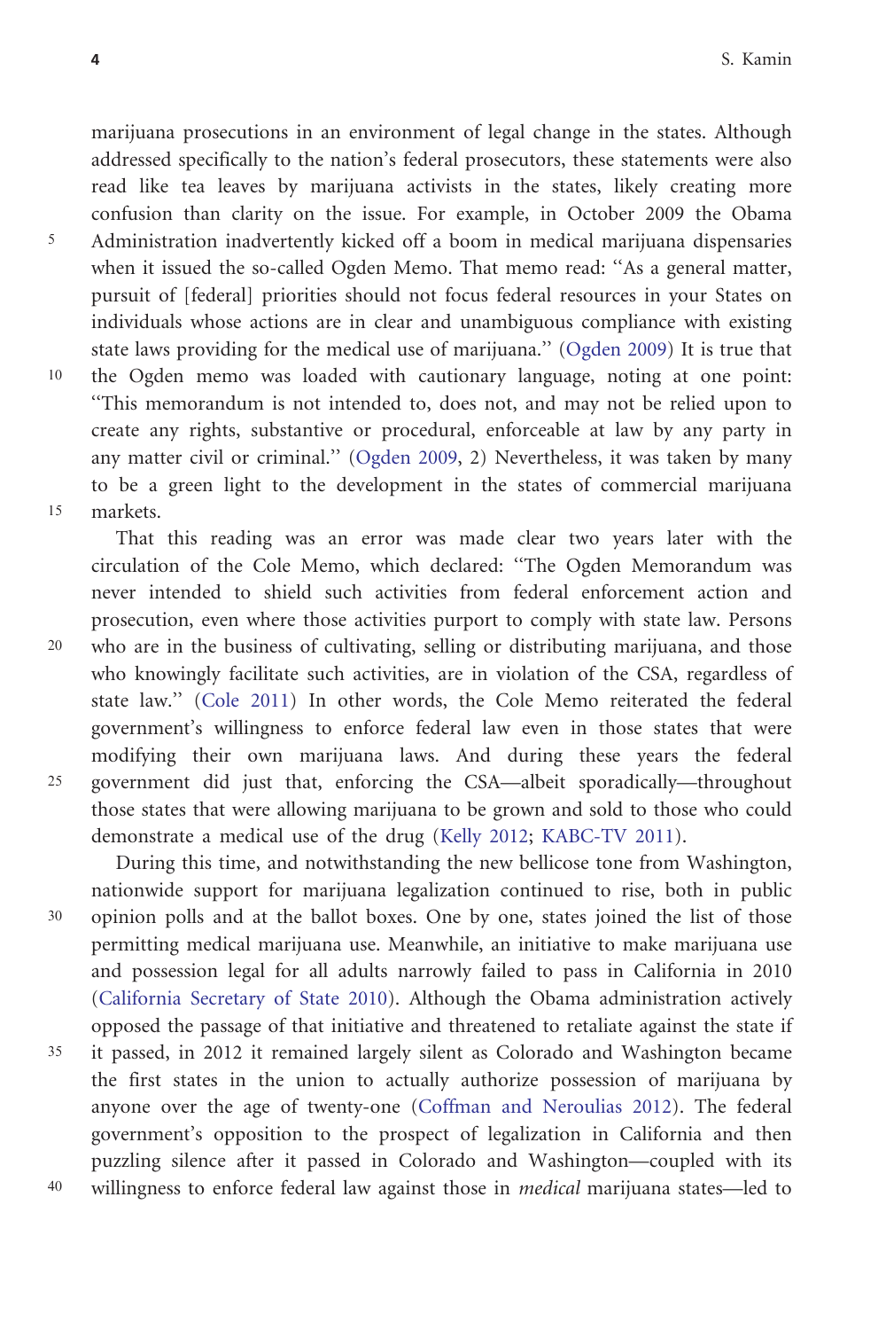marijuana prosecutions in an environment of legal change in the states. Although addressed specifically to the nation's federal prosecutors, these statements were also read like tea leaves by marijuana activists in the states, likely creating more confusion than clarity on the issue. For example, in October 2009 the Obama Administration inadvertently kicked off a boom in medical marijuana dispensaries when it issued the so-called Ogden Memo. That memo read: "As a general matter, pursuit of [federal] priorities should not focus federal resources in your States on individuals whose actions are in clear and unambiguous compliance with existing state laws providing for the medical use of marijuana." (Ogden 2009) It is true that the Ogden memo was loaded with cautionary language, noting at one point: "This memorandum is not intended to, does not, and may not be relied upon to create any rights, substantive or procedural, enforceable at law by any party in any matter civil or criminal." (Ogden 2009, 2) Nevertheless, it was taken by many to be a green light to the development in the states of commercial marijuana markets.

That this reading was an error was made clear two years later with the circulation of the Cole Memo, which declared: "The Ogden Memorandum was never intended to shield such activities from federal enforcement action and prosecution, even where those activities purport to comply with state law. Persons who are in the business of cultivating, selling or distributing marijuana, and those who knowingly facilitate such activities, are in violation of the CSA, regardless of state law." (Cole 2011) In other words, the Cole Memo reiterated the federal government's willingness to enforce federal law even in those states that were modifying their own marijuana laws. And during these years the federal government did just that, enforcing the CSA—albeit sporadically—throughout those states that were allowing marijuana to be grown and sold to those who could demonstrate a medical use of the drug (Kelly 2012; KABC-TV 2011).

During this time, and notwithstanding the new bellicose tone from Washington, nationwide support for marijuana legalization continued to rise, both in public opinion polls and at the ballot boxes. One by one, states joined the list of those permitting medical marijuana use. Meanwhile, an initiative to make marijuana use and possession legal for all adults narrowly failed to pass in California in 2010 (California Secretary of State 2010). Although the Obama administration actively opposed the passage of that initiative and threatened to retaliate against the state if it passed, in 2012 it remained largely silent as Colorado and Washington became the first states in the union to actually authorize possession of marijuana by anyone over the age of twenty-one (Coffman and Neroulias 2012). The federal government's opposition to the prospect of legalization in California and then puzzling silence after it passed in Colorado and Washington—coupled with its willingness to enforce federal law against those in *medical* marijuana states—led to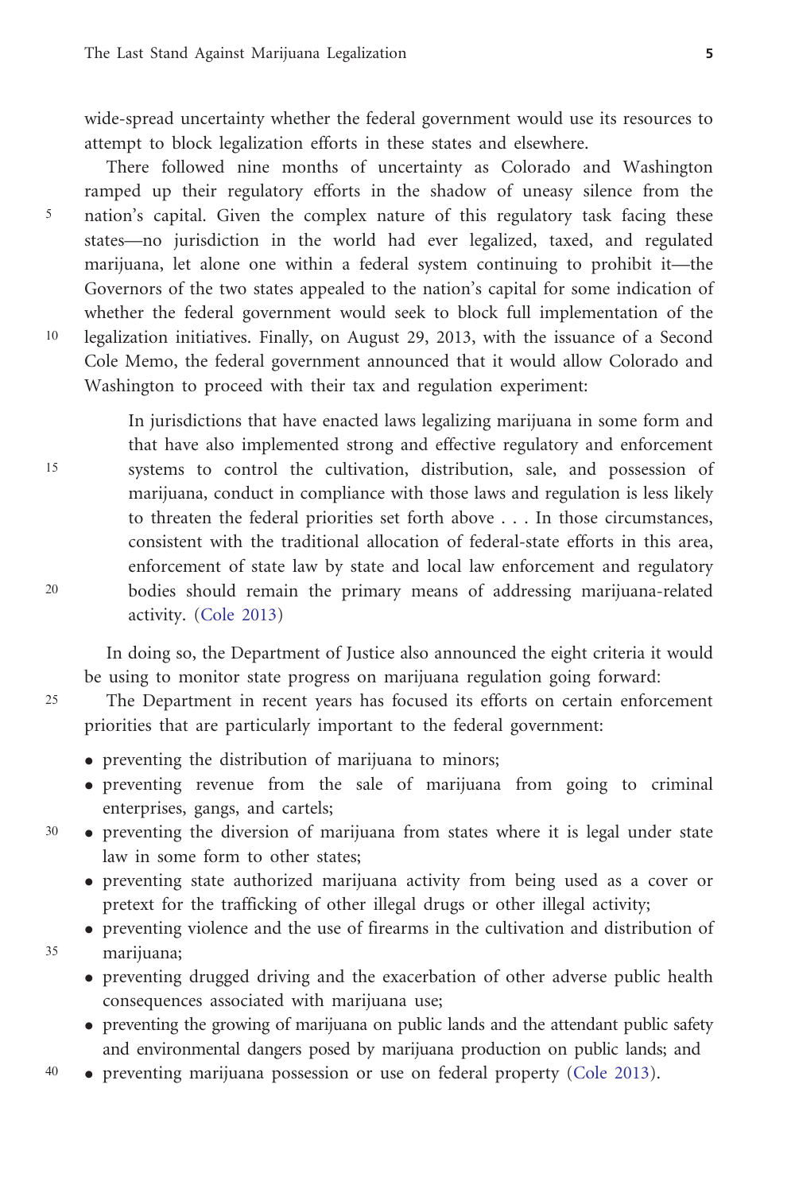wide-spread uncertainty whether the federal government would use its resources to attempt to block legalization efforts in these states and elsewhere.

There followed nine months of uncertainty as Colorado and Washington ramped up their regulatory efforts in the shadow of uneasy silence from the nation's capital. Given the complex nature of this regulatory task facing these states—no jurisdiction in the world had ever legalized, taxed, and regulated marijuana, let alone one within a federal system continuing to prohibit it—the Governors of the two states appealed to the nation's capital for some indication of whether the federal government would seek to block full implementation of the legalization initiatives. Finally, on August 29, 2013, with the issuance of a Second Cole Memo, the federal government announced that it would allow Colorado and Washington to proceed with their tax and regulation experiment:

> In jurisdictions that have enacted laws legalizing marijuana in some form and that have also implemented strong and effective regulatory and enforcement systems to control the cultivation, distribution, sale, and possession of marijuana, conduct in compliance with those laws and regulation is less likely to threaten the federal priorities set forth above . . . In those circumstances, consistent with the traditional allocation of federal-state efforts in this area, enforcement of state law by state and local law enforcement and regulatory bodies should remain the primary means of addressing marijuana-related activity. (Cole 2013)

In doing so, the Department of Justice also announced the eight criteria it would be using to monitor state progress on marijuana regulation going forward:

The Department in recent years has focused its efforts on certain enforcement priorities that are particularly important to the federal government:

- preventing the distribution of marijuana to minors;
- preventing revenue from the sale of marijuana from going to criminal enterprises, gangs, and cartels;
- preventing the diversion of marijuana from states where it is legal under state law in some form to other states;
- preventing state authorized marijuana activity from being used as a cover or pretext for the trafficking of other illegal drugs or other illegal activity;
- preventing violence and the use of firearms in the cultivation and distribution of marijuana;
- preventing drugged driving and the exacerbation of other adverse public health consequences associated with marijuana use;
- preventing the growing of marijuana on public lands and the attendant public safety and environmental dangers posed by marijuana production on public lands; and
- preventing marijuana possession or use on federal property (Cole 2013).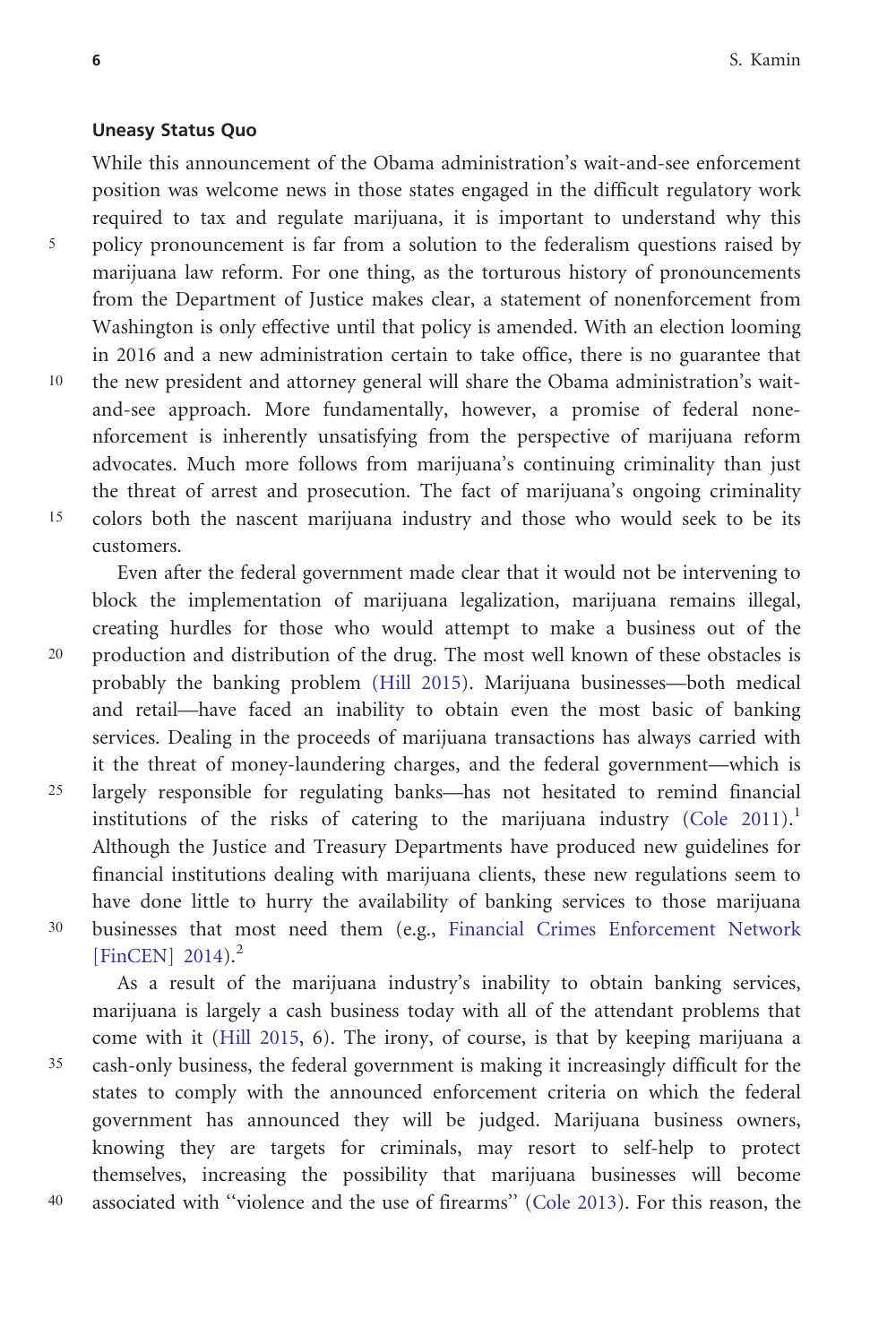### Uneasy Status Quo

While this announcement of the Obama administration's wait-and-see enforcement position was welcome news in those states engaged in the difficult regulatory work required to tax and regulate marijuana, it is important to understand why this policy pronouncement is far from a solution to the federalism questions raised by marijuana law reform. For one thing, as the torturous history of pronouncements from the Department of Justice makes clear, a statement of nonenforcement from Washington is only effective until that policy is amended. With an election looming in 2016 and a new administration certain to take office, there is no guarantee that the new president and attorney general will share the Obama administration's wait-and-see approach. More fundamentally, however, a promise of federal nonenforcement is inherently unsatisfying from the perspective of marijuana reform advocates. Much more follows from marijuana's continuing criminality than just the threat of arrest and prosecution. The fact of marijuana's ongoing criminality colors both the nascent marijuana industry and those who would seek to be its customers.

Even after the federal government made clear that it would not be intervening to block the implementation of marijuana legalization, marijuana remains illegal, creating hurdles for those who would attempt to make a business out of the production and distribution of the drug. The most well known of these obstacles is probably the banking problem (Hill 2015). Marijuana businesses—both medical and retail—have faced an inability to obtain even the most basic of banking services. Dealing in the proceeds of marijuana transactions has always carried with it the threat of money-laundering charges, and the federal government—which is largely responsible for regulating banks—has not hesitated to remind financial institutions of the risks of catering to the marijuana industry (Cole 2011).[1] Although the Justice and Treasury Departments have produced new guidelines for financial institutions dealing with marijuana clients, these new regulations seem to have done little to hurry the availability of banking services to those marijuana businesses that most need them (e.g., Financial Crimes Enforcement Network [FinCEN] 2014).[2]

As a result of the marijuana industry's inability to obtain banking services, marijuana is largely a cash business today with all of the attendant problems that come with it (Hill 2015, 6). The irony, of course, is that by keeping marijuana a cash-only business, the federal government is making it increasingly difficult for the states to comply with the announced enforcement criteria on which the federal government has announced they will be judged. Marijuana business owners, knowing they are targets for criminals, may resort to self-help to protect themselves, increasing the possibility that marijuana businesses will become associated with "violence and the use of firearms" (Cole 2013). For this reason, the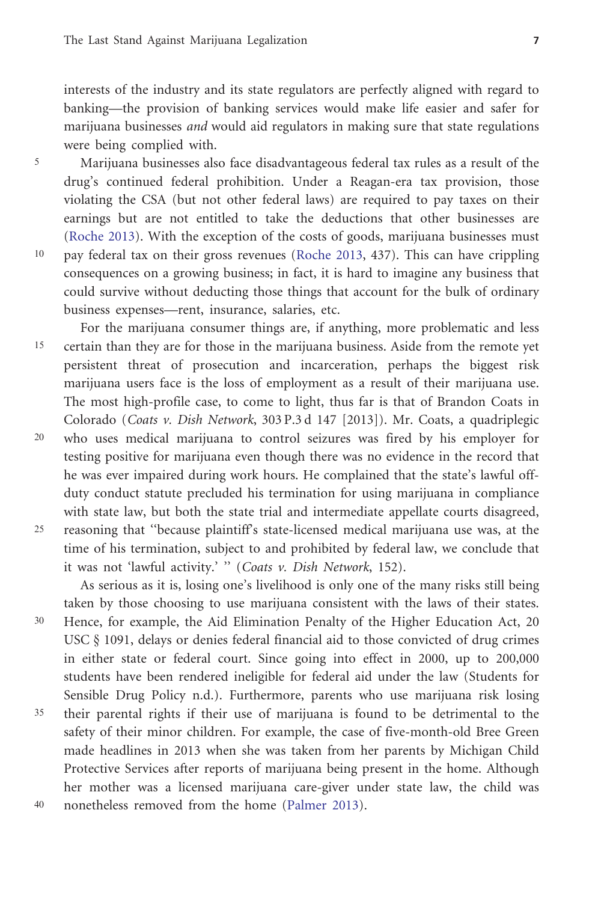interests of the industry and its state regulators are perfectly aligned with regard to banking—the provision of banking services would make life easier and safer for marijuana businesses *and* would aid regulators in making sure that state regulations were being complied with.

Marijuana businesses also face disadvantageous federal tax rules as a result of the drug's continued federal prohibition. Under a Reagan-era tax provision, those violating the CSA (but not other federal laws) are required to pay taxes on their earnings but are not entitled to take the deductions that other businesses are (Roche 2013). With the exception of the costs of goods, marijuana businesses must pay federal tax on their gross revenues (Roche 2013, 437). This can have crippling consequences on a growing business; in fact, it is hard to imagine any business that could survive without deducting those things that account for the bulk of ordinary business expenses—rent, insurance, salaries, etc.

For the marijuana consumer things are, if anything, more problematic and less certain than they are for those in the marijuana business. Aside from the remote yet persistent threat of prosecution and incarceration, perhaps the biggest risk marijuana users face is the loss of employment as a result of their marijuana use. The most high-profile case, to come to light, thus far is that of Brandon Coats in Colorado (*Coats v. Dish Network*, 303 P.3 d 147 [2013]). Mr. Coats, a quadriplegic who uses medical marijuana to control seizures was fired by his employer for testing positive for marijuana even though there was no evidence in the record that he was ever impaired during work hours. He complained that the state's lawful off-duty conduct statute precluded his termination for using marijuana in compliance with state law, but both the state trial and intermediate appellate courts disagreed, reasoning that "because plaintiff's state-licensed medical marijuana use was, at the time of his termination, subject to and prohibited by federal law, we conclude that it was not 'lawful activity.' " (*Coats v. Dish Network*, 152).

As serious as it is, losing one's livelihood is only one of the many risks still being taken by those choosing to use marijuana consistent with the laws of their states. Hence, for example, the Aid Elimination Penalty of the Higher Education Act, 20 USC § 1091, delays or denies federal financial aid to those convicted of drug crimes in either state or federal court. Since going into effect in 2000, up to 200,000 students have been rendered ineligible for federal aid under the law (Students for Sensible Drug Policy n.d.). Furthermore, parents who use marijuana risk losing their parental rights if their use of marijuana is found to be detrimental to the safety of their minor children. For example, the case of five-month-old Bree Green made headlines in 2013 when she was taken from her parents by Michigan Child Protective Services after reports of marijuana being present in the home. Although her mother was a licensed marijuana care-giver under state law, the child was nonetheless removed from the home (Palmer 2013).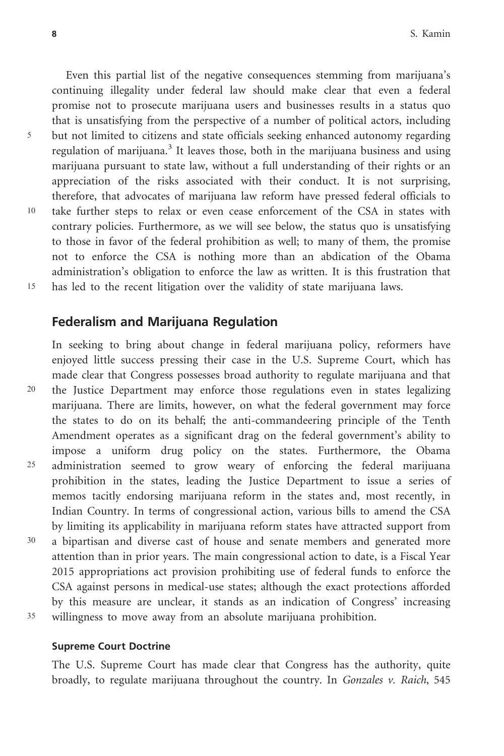Even this partial list of the negative consequences stemming from marijuana's continuing illegality under federal law should make clear that even a federal promise not to prosecute marijuana users and businesses results in a status quo that is unsatisfying from the perspective of a number of political actors, including but not limited to citizens and state officials seeking enhanced autonomy regarding regulation of marijuana.[3] It leaves those, both in the marijuana business and using marijuana pursuant to state law, without a full understanding of their rights or an appreciation of the risks associated with their conduct. It is not surprising, therefore, that advocates of marijuana law reform have pressed federal officials to take further steps to relax or even cease enforcement of the CSA in states with contrary policies. Furthermore, as we will see below, the status quo is unsatisfying to those in favor of the federal prohibition as well; to many of them, the promise not to enforce the CSA is nothing more than an abdication of the Obama administration's obligation to enforce the law as written. It is this frustration that has led to the recent litigation over the validity of state marijuana laws.

## Federalism and Marijuana Regulation

In seeking to bring about change in federal marijuana policy, reformers have enjoyed little success pressing their case in the U.S. Supreme Court, which has made clear that Congress possesses broad authority to regulate marijuana and that the Justice Department may enforce those regulations even in states legalizing marijuana. There are limits, however, on what the federal government may force the states to do on its behalf; the anti-commandeering principle of the Tenth Amendment operates as a significant drag on the federal government's ability to impose a uniform drug policy on the states. Furthermore, the Obama administration seemed to grow weary of enforcing the federal marijuana prohibition in the states, leading the Justice Department to issue a series of memos tacitly endorsing marijuana reform in the states and, most recently, in Indian Country. In terms of congressional action, various bills to amend the CSA by limiting its applicability in marijuana reform states have attracted support from a bipartisan and diverse cast of house and senate members and generated more attention than in prior years. The main congressional action to date, is a Fiscal Year 2015 appropriations act provision prohibiting use of federal funds to enforce the CSA against persons in medical-use states; although the exact protections afforded by this measure are unclear, it stands as an indication of Congress' increasing willingness to move away from an absolute marijuana prohibition.

### Supreme Court Doctrine

The U.S. Supreme Court has made clear that Congress has the authority, quite broadly, to regulate marijuana throughout the country. In *Gonzales v. Raich*, 545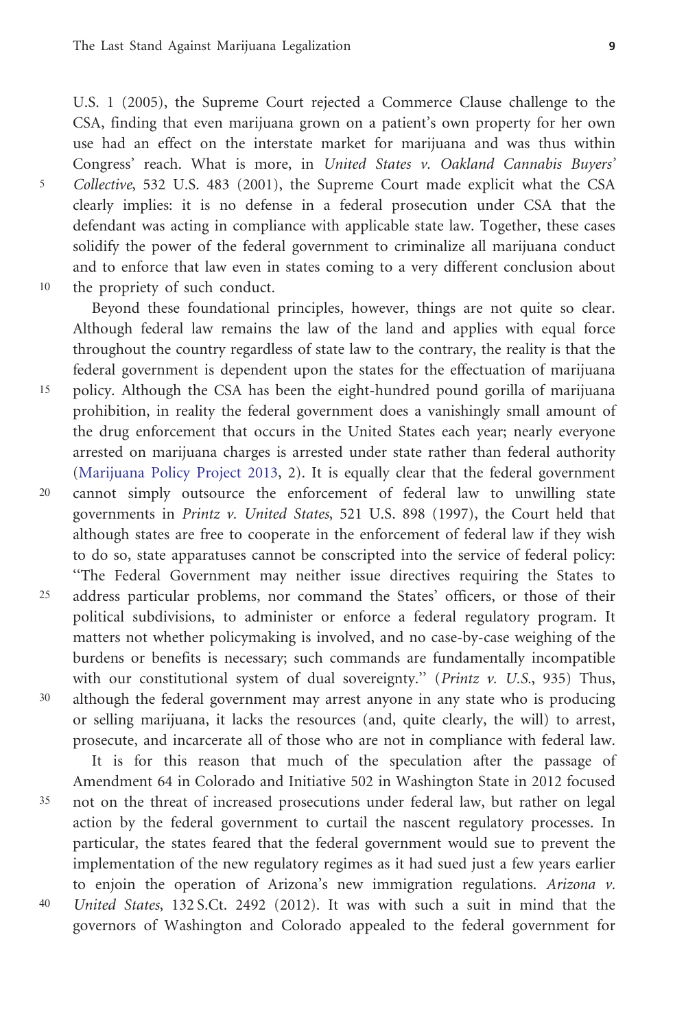U.S. 1 (2005), the Supreme Court rejected a Commerce Clause challenge to the CSA, finding that even marijuana grown on a patient's own property for her own use had an effect on the interstate market for marijuana and was thus within Congress' reach. What is more, in *United States v. Oakland Cannabis Buyers' Collective*, 532 U.S. 483 (2001), the Supreme Court made explicit what the CSA clearly implies: it is no defense in a federal prosecution under CSA that the defendant was acting in compliance with applicable state law. Together, these cases solidify the power of the federal government to criminalize all marijuana conduct and to enforce that law even in states coming to a very different conclusion about the propriety of such conduct.

Beyond these foundational principles, however, things are not quite so clear. Although federal law remains the law of the land and applies with equal force throughout the country regardless of state law to the contrary, the reality is that the federal government is dependent upon the states for the effectuation of marijuana policy. Although the CSA has been the eight-hundred pound gorilla of marijuana prohibition, in reality the federal government does a vanishingly small amount of the drug enforcement that occurs in the United States each year; nearly everyone arrested on marijuana charges is arrested under state rather than federal authority (Marijuana Policy Project 2013, 2). It is equally clear that the federal government cannot simply outsource the enforcement of federal law to unwilling state governments in *Printz v. United States*, 521 U.S. 898 (1997), the Court held that although states are free to cooperate in the enforcement of federal law if they wish to do so, state apparatuses cannot be conscripted into the service of federal policy: "The Federal Government may neither issue directives requiring the States to address particular problems, nor command the States' officers, or those of their political subdivisions, to administer or enforce a federal regulatory program. It matters not whether policymaking is involved, and no case-by-case weighing of the burdens or benefits is necessary; such commands are fundamentally incompatible with our constitutional system of dual sovereignty." (*Printz v. U.S.*, 935) Thus, although the federal government may arrest anyone in any state who is producing or selling marijuana, it lacks the resources (and, quite clearly, the will) to arrest, prosecute, and incarcerate all of those who are not in compliance with federal law.

It is for this reason that much of the speculation after the passage of Amendment 64 in Colorado and Initiative 502 in Washington State in 2012 focused not on the threat of increased prosecutions under federal law, but rather on legal action by the federal government to curtail the nascent regulatory processes. In particular, the states feared that the federal government would sue to prevent the implementation of the new regulatory regimes as it had sued just a few years earlier to enjoin the operation of Arizona's new immigration regulations. *Arizona v. United States*, 132 S.Ct. 2492 (2012). It was with such a suit in mind that the governors of Washington and Colorado appealed to the federal government for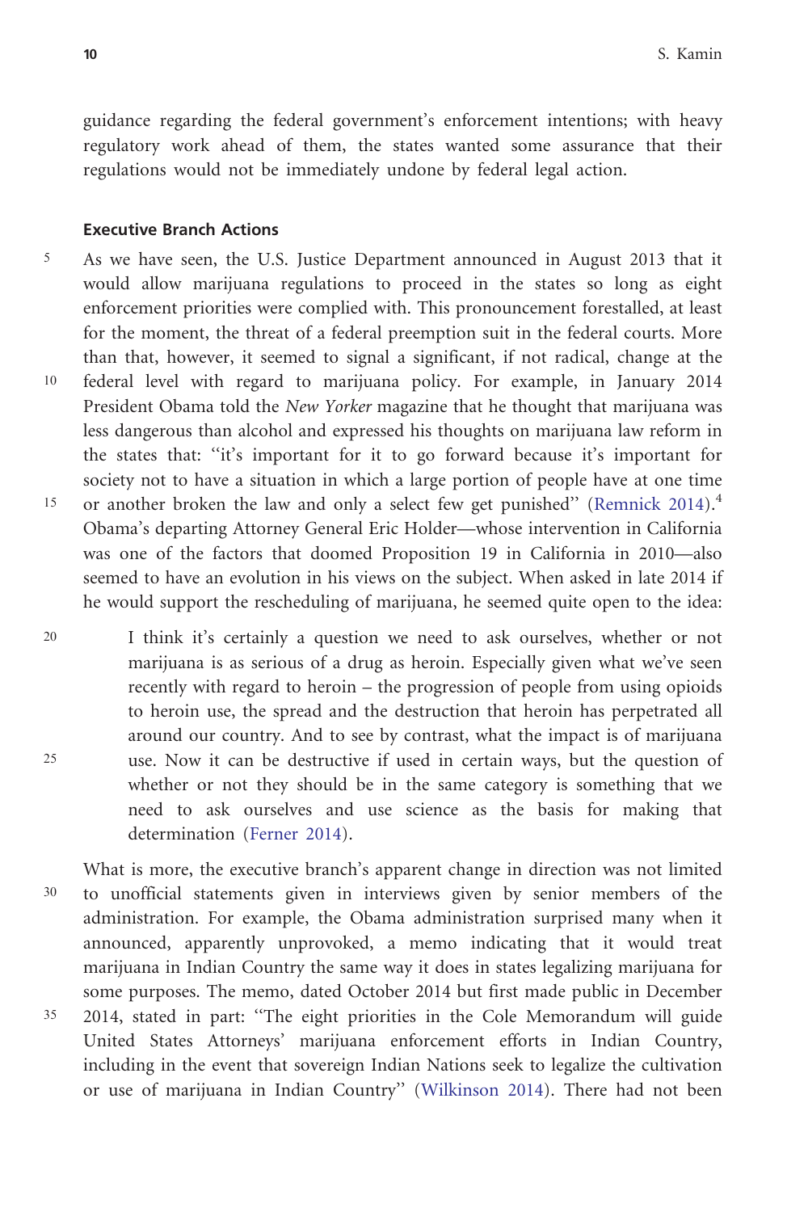guidance regarding the federal government's enforcement intentions; with heavy regulatory work ahead of them, the states wanted some assurance that their regulations would not be immediately undone by federal legal action.

### Executive Branch Actions

As we have seen, the U.S. Justice Department announced in August 2013 that it would allow marijuana regulations to proceed in the states so long as eight enforcement priorities were complied with. This pronouncement forestalled, at least for the moment, the threat of a federal preemption suit in the federal courts. More than that, however, it seemed to signal a significant, if not radical, change at the federal level with regard to marijuana policy. For example, in January 2014 President Obama told the *New Yorker* magazine that he thought that marijuana was less dangerous than alcohol and expressed his thoughts on marijuana law reform in the states that: "it's important for it to go forward because it's important for society not to have a situation in which a large portion of people have at one time or another broken the law and only a select few get punished" (Remnick 2014).[4] Obama's departing Attorney General Eric Holder—whose intervention in California was one of the factors that doomed Proposition 19 in California in 2010—also seemed to have an evolution in his views on the subject. When asked in late 2014 if he would support the rescheduling of marijuana, he seemed quite open to the idea:

> I think it's certainly a question we need to ask ourselves, whether or not marijuana is as serious of a drug as heroin. Especially given what we've seen recently with regard to heroin – the progression of people from using opioids to heroin use, the spread and the destruction that heroin has perpetrated all around our country. And to see by contrast, what the impact is of marijuana use. Now it can be destructive if used in certain ways, but the question of whether or not they should be in the same category is something that we need to ask ourselves and use science as the basis for making that determination (Ferner 2014).

What is more, the executive branch's apparent change in direction was not limited to unofficial statements given in interviews given by senior members of the administration. For example, the Obama administration surprised many when it announced, apparently unprovoked, a memo indicating that it would treat marijuana in Indian Country the same way it does in states legalizing marijuana for some purposes. The memo, dated October 2014 but first made public in December 2014, stated in part: "The eight priorities in the Cole Memorandum will guide United States Attorneys' marijuana enforcement efforts in Indian Country, including in the event that sovereign Indian Nations seek to legalize the cultivation or use of marijuana in Indian Country" (Wilkinson 2014). There had not been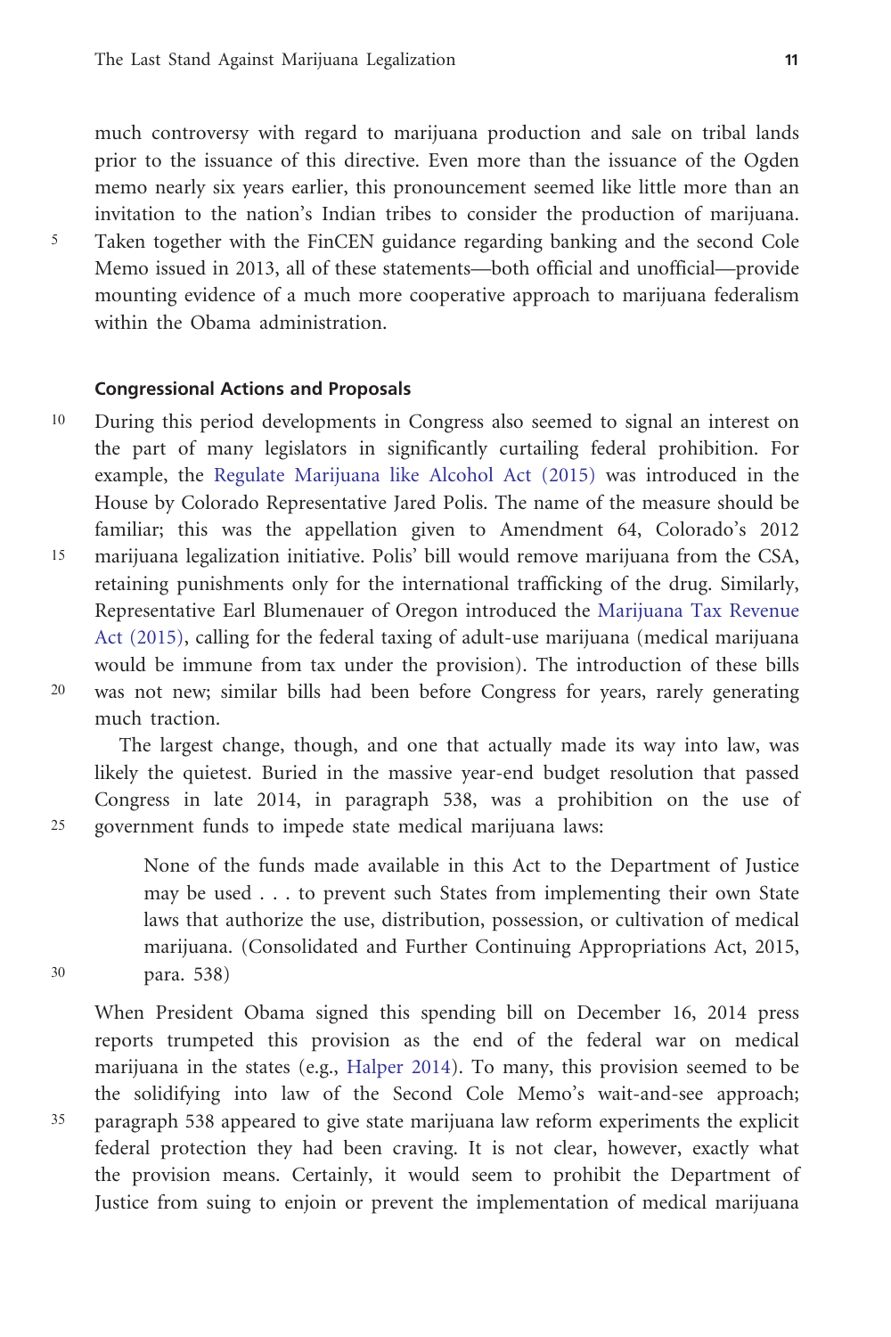much controversy with regard to marijuana production and sale on tribal lands prior to the issuance of this directive. Even more than the issuance of the Ogden memo nearly six years earlier, this pronouncement seemed like little more than an invitation to the nation's Indian tribes to consider the production of marijuana. Taken together with the FinCEN guidance regarding banking and the second Cole Memo issued in 2013, all of these statements—both official and unofficial—provide mounting evidence of a much more cooperative approach to marijuana federalism within the Obama administration.

### Congressional Actions and Proposals

During this period developments in Congress also seemed to signal an interest on the part of many legislators in significantly curtailing federal prohibition. For example, the Regulate Marijuana like Alcohol Act (2015) was introduced in the House by Colorado Representative Jared Polis. The name of the measure should be familiar; this was the appellation given to Amendment 64, Colorado's 2012 marijuana legalization initiative. Polis' bill would remove marijuana from the CSA, retaining punishments only for the international trafficking of the drug. Similarly, Representative Earl Blumenauer of Oregon introduced the Marijuana Tax Revenue Act (2015), calling for the federal taxing of adult-use marijuana (medical marijuana would be immune from tax under the provision). The introduction of these bills was not new; similar bills had been before Congress for years, rarely generating much traction.

The largest change, though, and one that actually made its way into law, was likely the quietest. Buried in the massive year-end budget resolution that passed Congress in late 2014, in paragraph 538, was a prohibition on the use of government funds to impede state medical marijuana laws:

> None of the funds made available in this Act to the Department of Justice may be used . . . to prevent such States from implementing their own State laws that authorize the use, distribution, possession, or cultivation of medical marijuana. (Consolidated and Further Continuing Appropriations Act, 2015, para. 538)

When President Obama signed this spending bill on December 16, 2014 press reports trumpeted this provision as the end of the federal war on medical marijuana in the states (e.g., Halper 2014). To many, this provision seemed to be the solidifying into law of the Second Cole Memo's wait-and-see approach; paragraph 538 appeared to give state marijuana law reform experiments the explicit federal protection they had been craving. It is not clear, however, exactly what the provision means. Certainly, it would seem to prohibit the Department of Justice from suing to enjoin or prevent the implementation of medical marijuana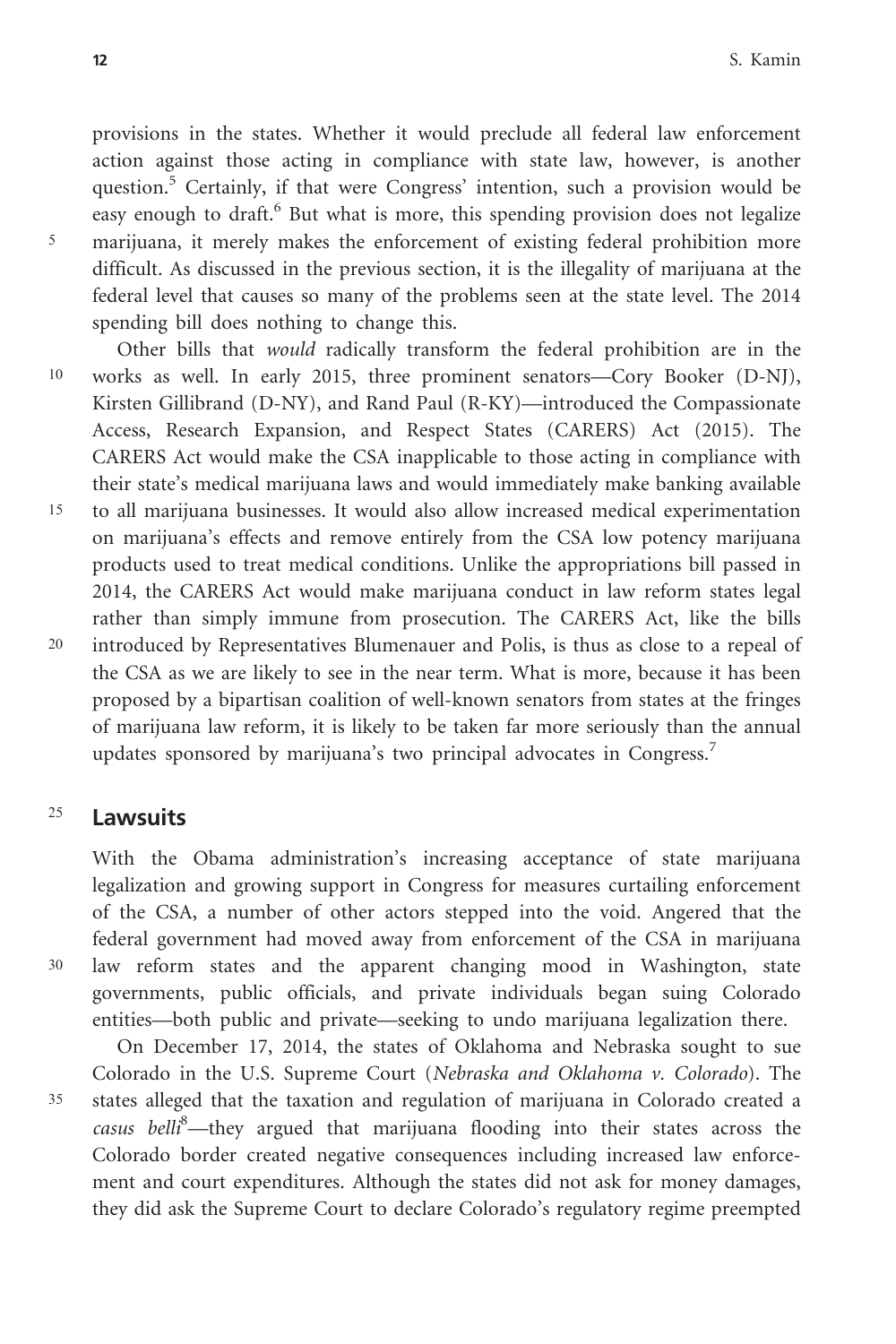provisions in the states. Whether it would preclude all federal law enforcement action against those acting in compliance with state law, however, is another question.[5] Certainly, if that were Congress' intention, such a provision would be easy enough to draft.[6] But what is more, this spending provision does not legalize marijuana, it merely makes the enforcement of existing federal prohibition more difficult. As discussed in the previous section, it is the illegality of marijuana at the federal level that causes so many of the problems seen at the state level. The 2014 spending bill does nothing to change this.

Other bills that *would* radically transform the federal prohibition are in the works as well. In early 2015, three prominent senators—Cory Booker (D-NJ), Kirsten Gillibrand (D-NY), and Rand Paul (R-KY)—introduced the Compassionate Access, Research Expansion, and Respect States (CARERS) Act (2015). The CARERS Act would make the CSA inapplicable to those acting in compliance with their state's medical marijuana laws and would immediately make banking available to all marijuana businesses. It would also allow increased medical experimentation on marijuana's effects and remove entirely from the CSA low potency marijuana products used to treat medical conditions. Unlike the appropriations bill passed in 2014, the CARERS Act would make marijuana conduct in law reform states legal rather than simply immune from prosecution. The CARERS Act, like the bills introduced by Representatives Blumenauer and Polis, is thus as close to a repeal of the CSA as we are likely to see in the near term. What is more, because it has been proposed by a bipartisan coalition of well-known senators from states at the fringes of marijuana law reform, it is likely to be taken far more seriously than the annual updates sponsored by marijuana's two principal advocates in Congress.[7]

## Lawsuits

With the Obama administration's increasing acceptance of state marijuana legalization and growing support in Congress for measures curtailing enforcement of the CSA, a number of other actors stepped into the void. Angered that the federal government had moved away from enforcement of the CSA in marijuana law reform states and the apparent changing mood in Washington, state governments, public officials, and private individuals began suing Colorado entities—both public and private—seeking to undo marijuana legalization there.

On December 17, 2014, the states of Oklahoma and Nebraska sought to sue Colorado in the U.S. Supreme Court (*Nebraska and Oklahoma v. Colorado*). The states alleged that the taxation and regulation of marijuana in Colorado created a *casus belli*[8]—they argued that marijuana flooding into their states across the Colorado border created negative consequences including increased law enforcement and court expenditures. Although the states did not ask for money damages, they did ask the Supreme Court to declare Colorado's regulatory regime preempted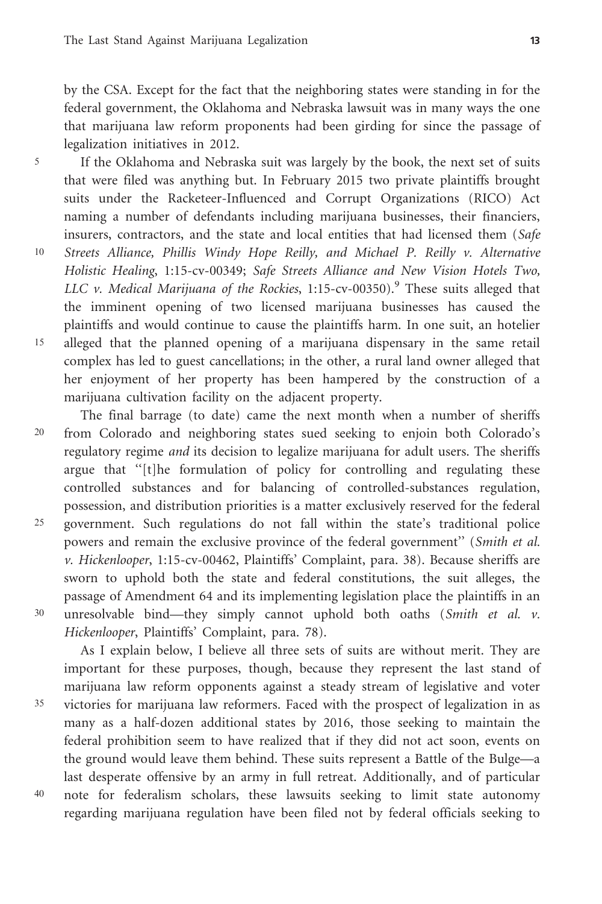by the CSA. Except for the fact that the neighboring states were standing in for the federal government, the Oklahoma and Nebraska lawsuit was in many ways the one that marijuana law reform proponents had been girding for since the passage of legalization initiatives in 2012.

If the Oklahoma and Nebraska suit was largely by the book, the next set of suits that were filed was anything but. In February 2015 two private plaintiffs brought suits under the Racketeer-Influenced and Corrupt Organizations (RICO) Act naming a number of defendants including marijuana businesses, their financiers, insurers, contractors, and the state and local entities that had licensed them (*Safe Streets Alliance, Phillis Windy Hope Reilly, and Michael P. Reilly v. Alternative Holistic Healing*, 1:15-cv-00349; *Safe Streets Alliance and New Vision Hotels Two, LLC v. Medical Marijuana of the Rockies*, 1:15-cv-00350).[9] These suits alleged that the imminent opening of two licensed marijuana businesses has caused the plaintiffs and would continue to cause the plaintiffs harm. In one suit, an hotelier alleged that the planned opening of a marijuana dispensary in the same retail complex has led to guest cancellations; in the other, a rural land owner alleged that her enjoyment of her property has been hampered by the construction of a marijuana cultivation facility on the adjacent property.

The final barrage (to date) came the next month when a number of sheriffs from Colorado and neighboring states sued seeking to enjoin both Colorado's regulatory regime *and* its decision to legalize marijuana for adult users. The sheriffs argue that "[t]he formulation of policy for controlling and regulating these controlled substances and for balancing of controlled-substances regulation, possession, and distribution priorities is a matter exclusively reserved for the federal government. Such regulations do not fall within the state's traditional police powers and remain the exclusive province of the federal government" (*Smith et al. v. Hickenlooper*, 1:15-cv-00462, Plaintiffs' Complaint, para. 38). Because sheriffs are sworn to uphold both the state and federal constitutions, the suit alleges, the passage of Amendment 64 and its implementing legislation place the plaintiffs in an unresolvable bind—they simply cannot uphold both oaths (*Smith et al. v. Hickenlooper*, Plaintiffs' Complaint, para. 78).

As I explain below, I believe all three sets of suits are without merit. They are important for these purposes, though, because they represent the last stand of marijuana law reform opponents against a steady stream of legislative and voter victories for marijuana law reformers. Faced with the prospect of legalization in as many as a half-dozen additional states by 2016, those seeking to maintain the federal prohibition seem to have realized that if they did not act soon, events on the ground would leave them behind. These suits represent a Battle of the Bulge—a last desperate offensive by an army in full retreat. Additionally, and of particular note for federalism scholars, these lawsuits seeking to limit state autonomy regarding marijuana regulation have been filed not by federal officials seeking to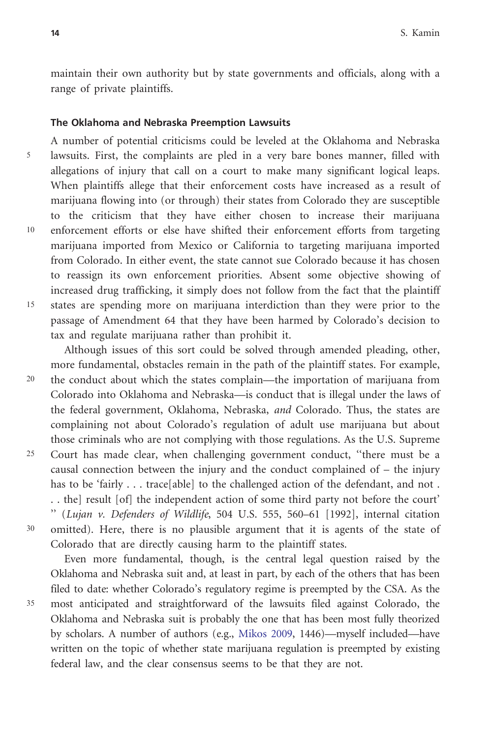maintain their own authority but by state governments and officials, along with a range of private plaintiffs.

### The Oklahoma and Nebraska Preemption Lawsuits

A number of potential criticisms could be leveled at the Oklahoma and Nebraska lawsuits. First, the complaints are pled in a very bare bones manner, filled with allegations of injury that call on a court to make many significant logical leaps. When plaintiffs allege that their enforcement costs have increased as a result of marijuana flowing into (or through) their states from Colorado they are susceptible to the criticism that they have either chosen to increase their marijuana enforcement efforts or else have shifted their enforcement efforts from targeting marijuana imported from Mexico or California to targeting marijuana imported from Colorado. In either event, the state cannot sue Colorado because it has chosen to reassign its own enforcement priorities. Absent some objective showing of increased drug trafficking, it simply does not follow from the fact that the plaintiff states are spending more on marijuana interdiction than they were prior to the passage of Amendment 64 that they have been harmed by Colorado's decision to tax and regulate marijuana rather than prohibit it.

Although issues of this sort could be solved through amended pleading, other, more fundamental, obstacles remain in the path of the plaintiff states. For example, the conduct about which the states complain—the importation of marijuana from Colorado into Oklahoma and Nebraska—is conduct that is illegal under the laws of the federal government, Oklahoma, Nebraska, *and* Colorado. Thus, the states are complaining not about Colorado's regulation of adult use marijuana but about those criminals who are not complying with those regulations. As the U.S. Supreme Court has made clear, when challenging government conduct, "there must be a causal connection between the injury and the conduct complained of – the injury has to be 'fairly . . . trace[able] to the challenged action of the defendant, and not . . . the] result [of] the independent action of some third party not before the court' " (*Lujan v. Defenders of Wildlife*, 504 U.S. 555, 560–61 [1992], internal citation omitted). Here, there is no plausible argument that it is agents of the state of Colorado that are directly causing harm to the plaintiff states.

Even more fundamental, though, is the central legal question raised by the Oklahoma and Nebraska suit and, at least in part, by each of the others that has been filed to date: whether Colorado's regulatory regime is preempted by the CSA. As the most anticipated and straightforward of the lawsuits filed against Colorado, the Oklahoma and Nebraska suit is probably the one that has been most fully theorized by scholars. A number of authors (e.g., Mikos 2009, 1446)—myself included—have written on the topic of whether state marijuana regulation is preempted by existing federal law, and the clear consensus seems to be that they are not.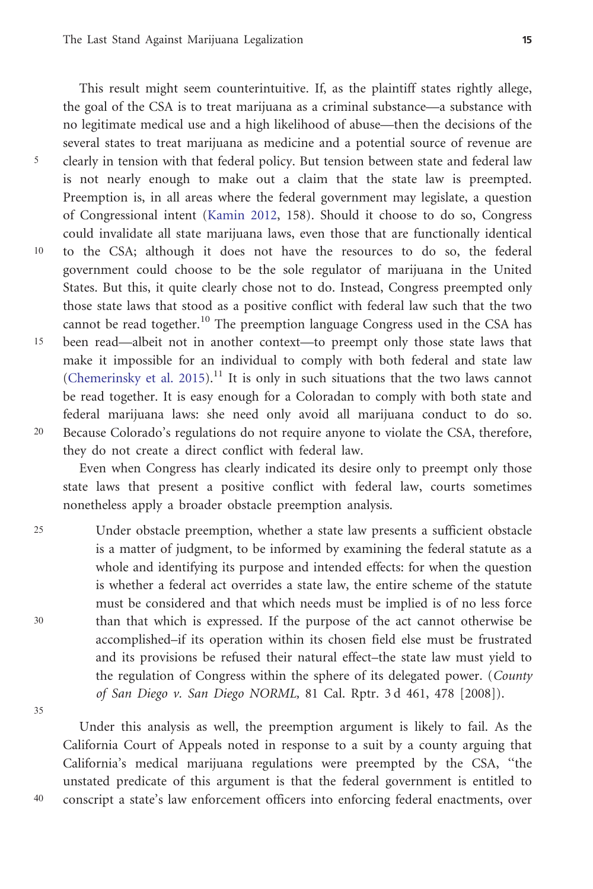This result might seem counterintuitive. If, as the plaintiff states rightly allege, the goal of the CSA is to treat marijuana as a criminal substance—a substance with no legitimate medical use and a high likelihood of abuse—then the decisions of the several states to treat marijuana as medicine and a potential source of revenue are clearly in tension with that federal policy. But tension between state and federal law is not nearly enough to make out a claim that the state law is preempted. Preemption is, in all areas where the federal government may legislate, a question of Congressional intent (Kamin 2012, 158). Should it choose to do so, Congress could invalidate all state marijuana laws, even those that are functionally identical to the CSA; although it does not have the resources to do so, the federal government could choose to be the sole regulator of marijuana in the United States. But this, it quite clearly chose not to do. Instead, Congress preempted only those state laws that stood as a positive conflict with federal law such that the two cannot be read together.[10] The preemption language Congress used in the CSA has been read—albeit not in another context—to preempt only those state laws that make it impossible for an individual to comply with both federal and state law (Chemerinsky et al. 2015).[11] It is only in such situations that the two laws cannot be read together. It is easy enough for a Coloradan to comply with both state and federal marijuana laws: she need only avoid all marijuana conduct to do so. Because Colorado's regulations do not require anyone to violate the CSA, therefore, they do not create a direct conflict with federal law.

Even when Congress has clearly indicated its desire only to preempt only those state laws that present a positive conflict with federal law, courts sometimes nonetheless apply a broader obstacle preemption analysis.

> Under obstacle preemption, whether a state law presents a sufficient obstacle is a matter of judgment, to be informed by examining the federal statute as a whole and identifying its purpose and intended effects: for when the question is whether a federal act overrides a state law, the entire scheme of the statute must be considered and that which needs must be implied is of no less force than that which is expressed. If the purpose of the act cannot otherwise be accomplished–if its operation within its chosen field else must be frustrated and its provisions be refused their natural effect–the state law must yield to the regulation of Congress within the sphere of its delegated power. (*County of San Diego v. San Diego NORML,* 81 Cal. Rptr. 3 d 461, 478 [2008]).

Under this analysis as well, the preemption argument is likely to fail. As the California Court of Appeals noted in response to a suit by a county arguing that California's medical marijuana regulations were preempted by the CSA, "the unstated predicate of this argument is that the federal government is entitled to conscript a state's law enforcement officers into enforcing federal enactments, over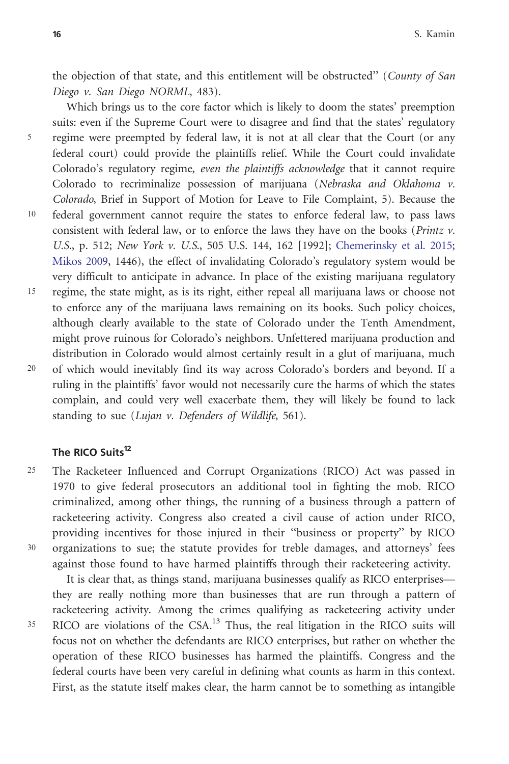the objection of that state, and this entitlement will be obstructed'' (*County of San Diego v. San Diego NORML*, 483).

Which brings us to the core factor which is likely to doom the states' preemption suits: even if the Supreme Court were to disagree and find that the states' regulatory regime were preempted by federal law, it is not at all clear that the Court (or any federal court) could provide the plaintiffs relief. While the Court could invalidate Colorado's regulatory regime, *even the plaintiffs acknowledge* that it cannot require Colorado to recriminalize possession of marijuana (*Nebraska and Oklahoma v. Colorado*, Brief in Support of Motion for Leave to File Complaint, 5). Because the federal government cannot require the states to enforce federal law, to pass laws consistent with federal law, or to enforce the laws they have on the books (*Printz v. U.S.*, p. 512; *New York v. U.S.*, 505 U.S. 144, 162 [1992]; Chemerinsky et al. 2015; Mikos 2009, 1446), the effect of invalidating Colorado's regulatory system would be very difficult to anticipate in advance. In place of the existing marijuana regulatory regime, the state might, as is its right, either repeal all marijuana laws or choose not to enforce any of the marijuana laws remaining on its books. Such policy choices, although clearly available to the state of Colorado under the Tenth Amendment, might prove ruinous for Colorado's neighbors. Unfettered marijuana production and distribution in Colorado would almost certainly result in a glut of marijuana, much of which would inevitably find its way across Colorado's borders and beyond. If a ruling in the plaintiffs' favor would not necessarily cure the harms of which the states complain, and could very well exacerbate them, they will likely be found to lack standing to sue (*Lujan v. Defenders of Wildlife*, 561).

### The RICO Suits[12]

The Racketeer Influenced and Corrupt Organizations (RICO) Act was passed in 1970 to give federal prosecutors an additional tool in fighting the mob. RICO criminalized, among other things, the running of a business through a pattern of racketeering activity. Congress also created a civil cause of action under RICO, providing incentives for those injured in their ''business or property'' by RICO organizations to sue; the statute provides for treble damages, and attorneys' fees against those found to have harmed plaintiffs through their racketeering activity.

It is clear that, as things stand, marijuana businesses qualify as RICO enterprises—they are really nothing more than businesses that are run through a pattern of racketeering activity. Among the crimes qualifying as racketeering activity under RICO are violations of the CSA.[13] Thus, the real litigation in the RICO suits will focus not on whether the defendants are RICO enterprises, but rather on whether the operation of these RICO businesses has harmed the plaintiffs. Congress and the federal courts have been very careful in defining what counts as harm in this context. First, as the statute itself makes clear, the harm cannot be to something as intangible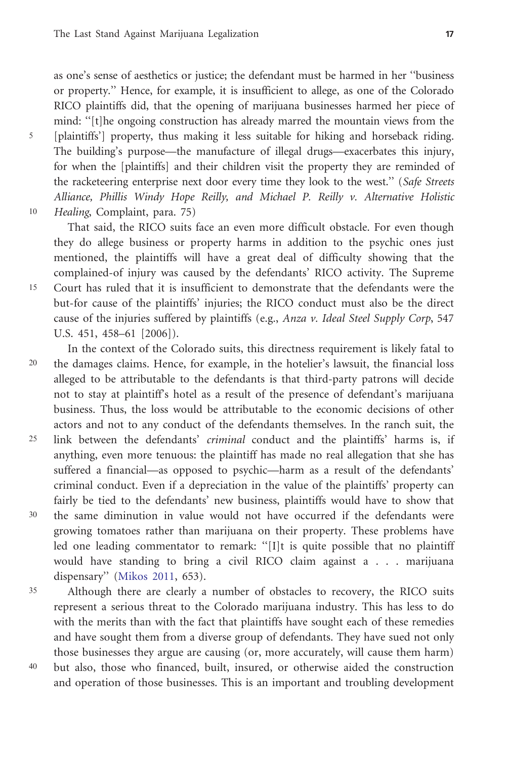as one's sense of aesthetics or justice; the defendant must be harmed in her "business or property." Hence, for example, it is insufficient to allege, as one of the Colorado RICO plaintiffs did, that the opening of marijuana businesses harmed her piece of mind: "[t]he ongoing construction has already marred the mountain views from the [plaintiffs'] property, thus making it less suitable for hiking and horseback riding. The building's purpose—the manufacture of illegal drugs—exacerbates this injury, for when the [plaintiffs] and their children visit the property they are reminded of the racketeering enterprise next door every time they look to the west." (*Safe Streets Alliance, Phillis Windy Hope Reilly, and Michael P. Reilly v. Alternative Holistic Healing*, Complaint, para. 75)

That said, the RICO suits face an even more difficult obstacle. For even though they do allege business or property harms in addition to the psychic ones just mentioned, the plaintiffs will have a great deal of difficulty showing that the complained-of injury was caused by the defendants' RICO activity. The Supreme Court has ruled that it is insufficient to demonstrate that the defendants were the but-for cause of the plaintiffs' injuries; the RICO conduct must also be the direct cause of the injuries suffered by plaintiffs (e.g., *Anza v. Ideal Steel Supply Corp*, 547 U.S. 451, 458–61 [2006]).

In the context of the Colorado suits, this directness requirement is likely fatal to the damages claims. Hence, for example, in the hotelier's lawsuit, the financial loss alleged to be attributable to the defendants is that third-party patrons will decide not to stay at plaintiff's hotel as a result of the presence of defendant's marijuana business. Thus, the loss would be attributable to the economic decisions of other actors and not to any conduct of the defendants themselves. In the ranch suit, the link between the defendants' *criminal* conduct and the plaintiffs' harms is, if anything, even more tenuous: the plaintiff has made no real allegation that she has suffered a financial—as opposed to psychic—harm as a result of the defendants' criminal conduct. Even if a depreciation in the value of the plaintiffs' property can fairly be tied to the defendants' new business, plaintiffs would have to show that the same diminution in value would not have occurred if the defendants were growing tomatoes rather than marijuana on their property. These problems have led one leading commentator to remark: "[I]t is quite possible that no plaintiff would have standing to bring a civil RICO claim against a . . . marijuana dispensary" (Mikos 2011, 653).

Although there are clearly a number of obstacles to recovery, the RICO suits represent a serious threat to the Colorado marijuana industry. This has less to do with the merits than with the fact that plaintiffs have sought each of these remedies and have sought them from a diverse group of defendants. They have sued not only those businesses they argue are causing (or, more accurately, will cause them harm) but also, those who financed, built, insured, or otherwise aided the construction and operation of those businesses. This is an important and troubling development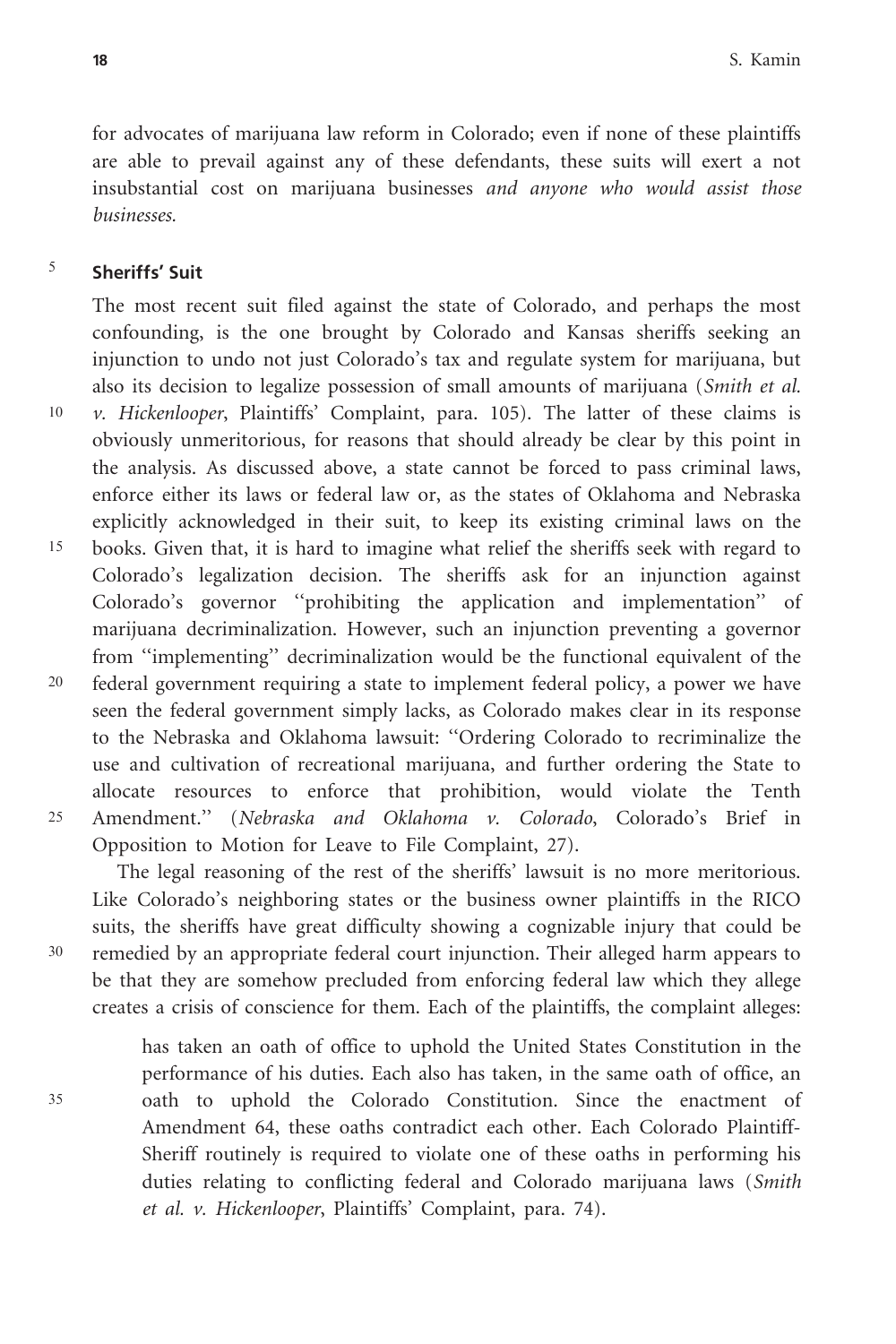for advocates of marijuana law reform in Colorado; even if none of these plaintiffs are able to prevail against any of these defendants, these suits will exert a not insubstantial cost on marijuana businesses *and anyone who would assist those businesses.*

## Sheriffs' Suit

The most recent suit filed against the state of Colorado, and perhaps the most confounding, is the one brought by Colorado and Kansas sheriffs seeking an injunction to undo not just Colorado's tax and regulate system for marijuana, but also its decision to legalize possession of small amounts of marijuana (*Smith et al. v. Hickenlooper*, Plaintiffs' Complaint, para. 105). The latter of these claims is obviously unmeritorious, for reasons that should already be clear by this point in the analysis. As discussed above, a state cannot be forced to pass criminal laws, enforce either its laws or federal law or, as the states of Oklahoma and Nebraska explicitly acknowledged in their suit, to keep its existing criminal laws on the books. Given that, it is hard to imagine what relief the sheriffs seek with regard to Colorado's legalization decision. The sheriffs ask for an injunction against Colorado's governor ''prohibiting the application and implementation'' of marijuana decriminalization. However, such an injunction preventing a governor from ''implementing'' decriminalization would be the functional equivalent of the federal government requiring a state to implement federal policy, a power we have seen the federal government simply lacks, as Colorado makes clear in its response to the Nebraska and Oklahoma lawsuit: ''Ordering Colorado to recriminalize the use and cultivation of recreational marijuana, and further ordering the State to allocate resources to enforce that prohibition, would violate the Tenth Amendment.'' (*Nebraska and Oklahoma v. Colorado*, Colorado's Brief in Opposition to Motion for Leave to File Complaint, 27).

The legal reasoning of the rest of the sheriffs' lawsuit is no more meritorious. Like Colorado's neighboring states or the business owner plaintiffs in the RICO suits, the sheriffs have great difficulty showing a cognizable injury that could be remedied by an appropriate federal court injunction. Their alleged harm appears to be that they are somehow precluded from enforcing federal law which they allege creates a crisis of conscience for them. Each of the plaintiffs, the complaint alleges:

> has taken an oath of office to uphold the United States Constitution in the performance of his duties. Each also has taken, in the same oath of office, an oath to uphold the Colorado Constitution. Since the enactment of Amendment 64, these oaths contradict each other. Each Colorado Plaintiff-Sheriff routinely is required to violate one of these oaths in performing his duties relating to conflicting federal and Colorado marijuana laws (*Smith et al. v. Hickenlooper*, Plaintiffs' Complaint, para. 74).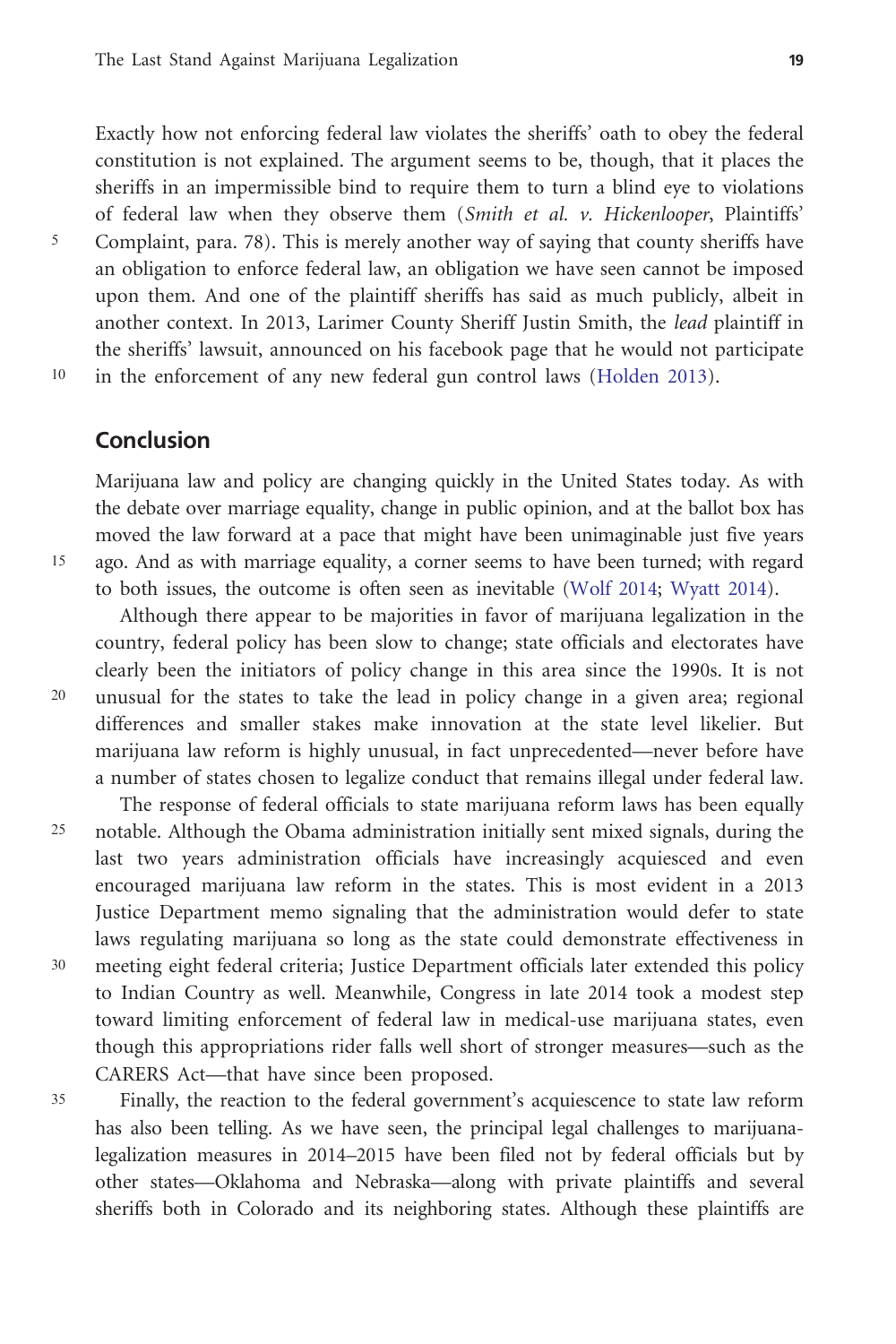Exactly how not enforcing federal law violates the sheriffs' oath to obey the federal constitution is not explained. The argument seems to be, though, that it places the sheriffs in an impermissible bind to require them to turn a blind eye to violations of federal law when they observe them (*Smith et al. v. Hickenlooper*, Plaintiffs' Complaint, para. 78). This is merely another way of saying that county sheriffs have an obligation to enforce federal law, an obligation we have seen cannot be imposed upon them. And one of the plaintiff sheriffs has said as much publicly, albeit in another context. In 2013, Larimer County Sheriff Justin Smith, the *lead* plaintiff in the sheriffs' lawsuit, announced on his facebook page that he would not participate in the enforcement of any new federal gun control laws (Holden 2013).

## Conclusion

Marijuana law and policy are changing quickly in the United States today. As with the debate over marriage equality, change in public opinion, and at the ballot box has moved the law forward at a pace that might have been unimaginable just five years ago. And as with marriage equality, a corner seems to have been turned; with regard to both issues, the outcome is often seen as inevitable (Wolf 2014; Wyatt 2014).

Although there appear to be majorities in favor of marijuana legalization in the country, federal policy has been slow to change; state officials and electorates have clearly been the initiators of policy change in this area since the 1990s. It is not unusual for the states to take the lead in policy change in a given area; regional differences and smaller stakes make innovation at the state level likelier. But marijuana law reform is highly unusual, in fact unprecedented—never before have a number of states chosen to legalize conduct that remains illegal under federal law.

The response of federal officials to state marijuana reform laws has been equally notable. Although the Obama administration initially sent mixed signals, during the last two years administration officials have increasingly acquiesced and even encouraged marijuana law reform in the states. This is most evident in a 2013 Justice Department memo signaling that the administration would defer to state laws regulating marijuana so long as the state could demonstrate effectiveness in meeting eight federal criteria; Justice Department officials later extended this policy to Indian Country as well. Meanwhile, Congress in late 2014 took a modest step toward limiting enforcement of federal law in medical-use marijuana states, even though this appropriations rider falls well short of stronger measures—such as the CARERS Act—that have since been proposed.

Finally, the reaction to the federal government's acquiescence to state law reform has also been telling. As we have seen, the principal legal challenges to marijuana-legalization measures in 2014–2015 have been filed not by federal officials but by other states—Oklahoma and Nebraska—along with private plaintiffs and several sheriffs both in Colorado and its neighboring states. Although these plaintiffs are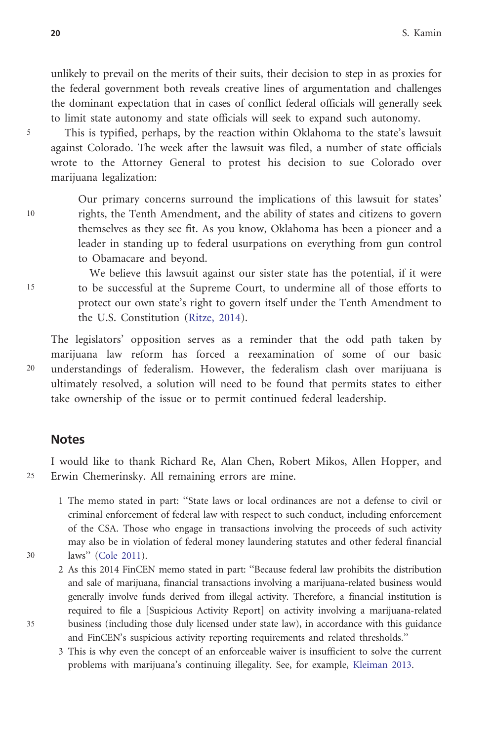unlikely to prevail on the merits of their suits, their decision to step in as proxies for the federal government both reveals creative lines of argumentation and challenges the dominant expectation that in cases of conflict federal officials will generally seek to limit state autonomy and state officials will seek to expand such autonomy.

This is typified, perhaps, by the reaction within Oklahoma to the state's lawsuit against Colorado. The week after the lawsuit was filed, a number of state officials wrote to the Attorney General to protest his decision to sue Colorado over marijuana legalization:

> Our primary concerns surround the implications of this lawsuit for states' rights, the Tenth Amendment, and the ability of states and citizens to govern themselves as they see fit. As you know, Oklahoma has been a pioneer and a leader in standing up to federal usurpations on everything from gun control to Obamacare and beyond.
>
> We believe this lawsuit against our sister state has the potential, if it were to be successful at the Supreme Court, to undermine all of those efforts to protect our own state's right to govern itself under the Tenth Amendment to the U.S. Constitution (Ritze, 2014).

The legislators' opposition serves as a reminder that the odd path taken by marijuana law reform has forced a reexamination of some of our basic understandings of federalism. However, the federalism clash over marijuana is ultimately resolved, a solution will need to be found that permits states to either take ownership of the issue or to permit continued federal leadership.

## Notes

I would like to thank Richard Re, Alan Chen, Robert Mikos, Allen Hopper, and Erwin Chemerinsky. All remaining errors are mine.

1. The memo stated in part: ''State laws or local ordinances are not a defense to civil or criminal enforcement of federal law with respect to such conduct, including enforcement of the CSA. Those who engage in transactions involving the proceeds of such activity may also be in violation of federal money laundering statutes and other federal financial laws'' (Cole 2011).
2. As this 2014 FinCEN memo stated in part: ''Because federal law prohibits the distribution and sale of marijuana, financial transactions involving a marijuana-related business would generally involve funds derived from illegal activity. Therefore, a financial institution is required to file a [Suspicious Activity Report] on activity involving a marijuana-related business (including those duly licensed under state law), in accordance with this guidance and FinCEN's suspicious activity reporting requirements and related thresholds.''
3. This is why even the concept of an enforceable waiver is insufficient to solve the current problems with marijuana's continuing illegality. See, for example, Kleiman 2013.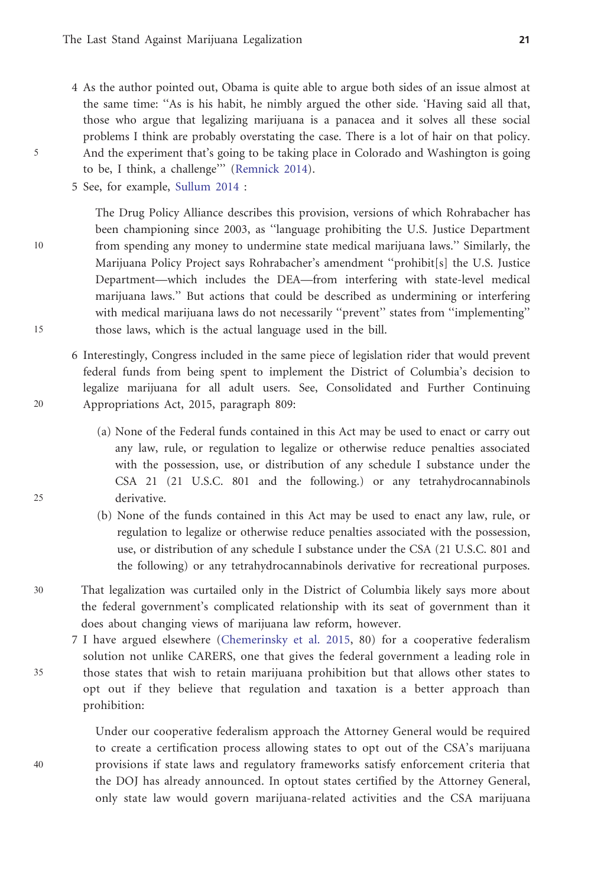4 As the author pointed out, Obama is quite able to argue both sides of an issue almost at the same time: ''As is his habit, he nimbly argued the other side. 'Having said all that, those who argue that legalizing marijuana is a panacea and it solves all these social problems I think are probably overstating the case. There is a lot of hair on that policy. And the experiment that's going to be taking place in Colorado and Washington is going to be, I think, a challenge''' (Remnick 2014).

5 See, for example, Sullum 2014 :

> The Drug Policy Alliance describes this provision, versions of which Rohrabacher has been championing since 2003, as ''language prohibiting the U.S. Justice Department from spending any money to undermine state medical marijuana laws.'' Similarly, the Marijuana Policy Project says Rohrabacher's amendment ''prohibit[s] the U.S. Justice Department—which includes the DEA—from interfering with state-level medical marijuana laws.'' But actions that could be described as undermining or interfering with medical marijuana laws do not necessarily ''prevent'' states from ''implementing'' those laws, which is the actual language used in the bill.

6 Interestingly, Congress included in the same piece of legislation rider that would prevent federal funds from being spent to implement the District of Columbia's decision to legalize marijuana for all adult users. See, Consolidated and Further Continuing Appropriations Act, 2015, paragraph 809:

> (a) None of the Federal funds contained in this Act may be used to enact or carry out any law, rule, or regulation to legalize or otherwise reduce penalties associated with the possession, use, or distribution of any schedule I substance under the CSA 21 (21 U.S.C. 801 and the following.) or any tetrahydrocannabinols derivative.
>
> (b) None of the funds contained in this Act may be used to enact any law, rule, or regulation to legalize or otherwise reduce penalties associated with the possession, use, or distribution of any schedule I substance under the CSA (21 U.S.C. 801 and the following) or any tetrahydrocannabinols derivative for recreational purposes.

That legalization was curtailed only in the District of Columbia likely says more about the federal government's complicated relationship with its seat of government than it does about changing views of marijuana law reform, however.

7 I have argued elsewhere (Chemerinsky et al. 2015, 80) for a cooperative federalism solution not unlike CARERS, one that gives the federal government a leading role in those states that wish to retain marijuana prohibition but that allows other states to opt out if they believe that regulation and taxation is a better approach than prohibition:

> Under our cooperative federalism approach the Attorney General would be required to create a certification process allowing states to opt out of the CSA's marijuana provisions if state laws and regulatory frameworks satisfy enforcement criteria that the DOJ has already announced. In optout states certified by the Attorney General, only state law would govern marijuana-related activities and the CSA marijuana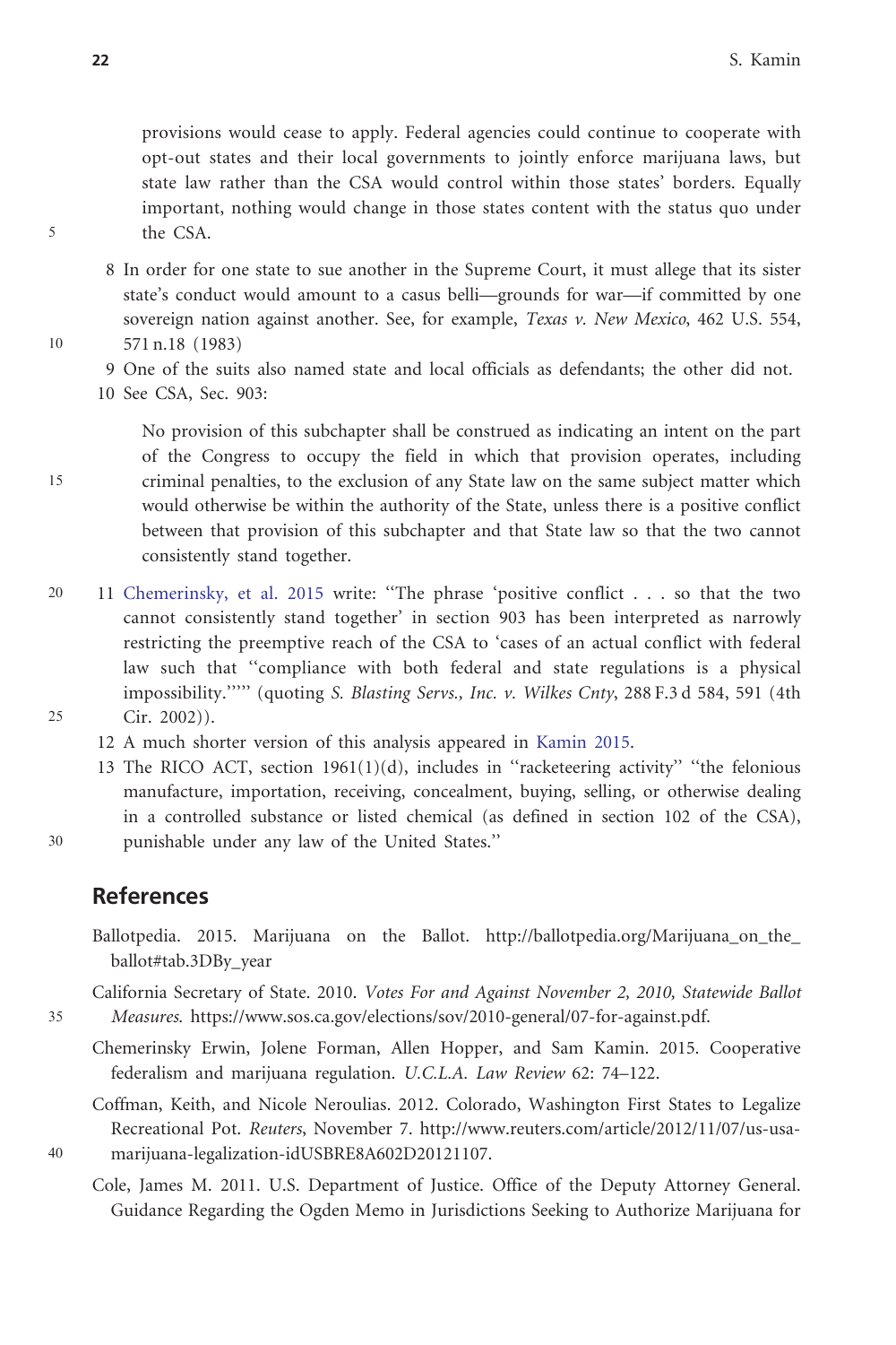provisions would cease to apply. Federal agencies could continue to cooperate with opt-out states and their local governments to jointly enforce marijuana laws, but state law rather than the CSA would control within those states' borders. Equally important, nothing would change in those states content with the status quo under the CSA.

8 In order for one state to sue another in the Supreme Court, it must allege that its sister state's conduct would amount to a casus belli—grounds for war—if committed by one sovereign nation against another. See, for example, *Texas v. New Mexico*, 462 U.S. 554, 571 n.18 (1983)

9 One of the suits also named state and local officials as defendants; the other did not.

10 See CSA, Sec. 903:

> No provision of this subchapter shall be construed as indicating an intent on the part of the Congress to occupy the field in which that provision operates, including criminal penalties, to the exclusion of any State law on the same subject matter which would otherwise be within the authority of the State, unless there is a positive conflict between that provision of this subchapter and that State law so that the two cannot consistently stand together.

11 Chemerinsky, et al. 2015 write: ''The phrase 'positive conflict . . . so that the two cannot consistently stand together' in section 903 has been interpreted as narrowly restricting the preemptive reach of the CSA to 'cases of an actual conflict with federal law such that ''compliance with both federal and state regulations is a physical impossibility.'''''' (quoting *S. Blasting Servs., Inc. v. Wilkes Cnty*, 288 F.3 d 584, 591 (4th Cir. 2002)).

12 A much shorter version of this analysis appeared in Kamin 2015.

13 The RICO ACT, section 1961(1)(d), includes in ''racketeering activity'' ''the felonious manufacture, importation, receiving, concealment, buying, selling, or otherwise dealing in a controlled substance or listed chemical (as defined in section 102 of the CSA), punishable under any law of the United States.''

## References

Ballotpedia. 2015. Marijuana on the Ballot. http://ballotpedia.org/Marijuana_on_the_ballot#tab.3DBy_year

California Secretary of State. 2010. *Votes For and Against November 2, 2010, Statewide Ballot Measures.* https://www.sos.ca.gov/elections/sov/2010-general/07-for-against.pdf.

Chemerinsky Erwin, Jolene Forman, Allen Hopper, and Sam Kamin. 2015. Cooperative federalism and marijuana regulation. *U.C.L.A. Law Review* 62: 74–122.

Coffman, Keith, and Nicole Neroulias. 2012. Colorado, Washington First States to Legalize Recreational Pot. *Reuters*, November 7. http://www.reuters.com/article/2012/11/07/us-usa-marijuana-legalization-idUSBRE8A602D20121107.

Cole, James M. 2011. U.S. Department of Justice. Office of the Deputy Attorney General. Guidance Regarding the Ogden Memo in Jurisdictions Seeking to Authorize Marijuana for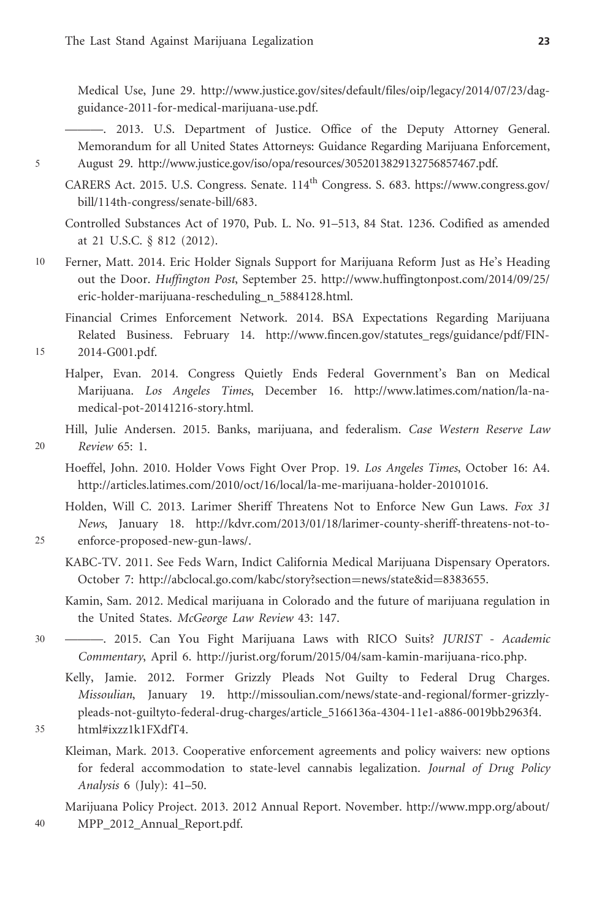Medical Use, June 29. http://www.justice.gov/sites/default/files/oip/legacy/2014/07/23/dag-guidance-2011-for-medical-marijuana-use.pdf.

———. 2013. U.S. Department of Justice. Office of the Deputy Attorney General. Memorandum for all United States Attorneys: Guidance Regarding Marijuana Enforcement, August 29. http://www.justice.gov/iso/opa/resources/3052013829132756857467.pdf.

CARERS Act. 2015. U.S. Congress. Senate. 114th Congress. S. 683. https://www.congress.gov/bill/114th-congress/senate-bill/683.

Controlled Substances Act of 1970, Pub. L. No. 91–513, 84 Stat. 1236. Codified as amended at 21 U.S.C. § 812 (2012).

Ferner, Matt. 2014. Eric Holder Signals Support for Marijuana Reform Just as He's Heading out the Door. *Huffington Post*, September 25. http://www.huffingtonpost.com/2014/09/25/eric-holder-marijuana-rescheduling_n_5884128.html.

Financial Crimes Enforcement Network. 2014. BSA Expectations Regarding Marijuana Related Business. February 14. http://www.fincen.gov/statutes_regs/guidance/pdf/FIN-2014-G001.pdf.

Halper, Evan. 2014. Congress Quietly Ends Federal Government's Ban on Medical Marijuana. *Los Angeles Times*, December 16. http://www.latimes.com/nation/la-na-medical-pot-20141216-story.html.

Hill, Julie Andersen. 2015. Banks, marijuana, and federalism. *Case Western Reserve Law Review* 65: 1.

Hoeffel, John. 2010. Holder Vows Fight Over Prop. 19. *Los Angeles Times*, October 16: A4. http://articles.latimes.com/2010/oct/16/local/la-me-marijuana-holder-20101016.

Holden, Will C. 2013. Larimer Sheriff Threatens Not to Enforce New Gun Laws. *Fox 31 News*, January 18. http://kdvr.com/2013/01/18/larimer-county-sheriff-threatens-not-to-enforce-proposed-new-gun-laws/.

KABC-TV. 2011. See Feds Warn, Indict California Medical Marijuana Dispensary Operators. October 7: http://abclocal.go.com/kabc/story?section=news/state&id=8383655.

Kamin, Sam. 2012. Medical marijuana in Colorado and the future of marijuana regulation in the United States. *McGeorge Law Review* 43: 147.

———. 2015. Can You Fight Marijuana Laws with RICO Suits? *JURIST - Academic Commentary*, April 6. http://jurist.org/forum/2015/04/sam-kamin-marijuana-rico.php.

Kelly, Jamie. 2012. Former Grizzly Pleads Not Guilty to Federal Drug Charges. *Missoulian*, January 19. http://missoulian.com/news/state-and-regional/former-grizzly-pleads-not-guiltyto-federal-drug-charges/article_5166136a-4304-11e1-a886-0019bb2963f4.html#ixzz1k1FXdfT4.

Kleiman, Mark. 2013. Cooperative enforcement agreements and policy waivers: new options for federal accommodation to state-level cannabis legalization. *Journal of Drug Policy Analysis* 6 (July): 41–50.

Marijuana Policy Project. 2013. 2012 Annual Report. November. http://www.mpp.org/about/MPP_2012_Annual_Report.pdf.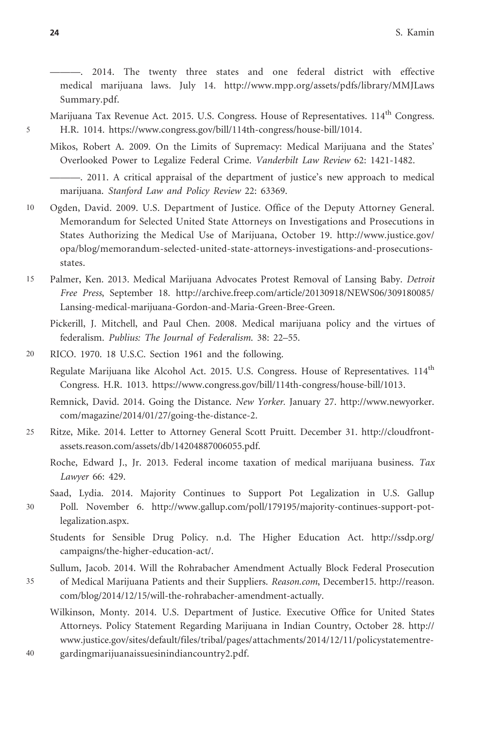———. 2014. The twenty three states and one federal district with effective medical marijuana laws. July 14. http://www.mpp.org/assets/pdfs/library/MMJLawsSummary.pdf.

Marijuana Tax Revenue Act. 2015. U.S. Congress. House of Representatives. 114th Congress. H.R. 1014. https://www.congress.gov/bill/114th-congress/house-bill/1014.

Mikos, Robert A. 2009. On the Limits of Supremacy: Medical Marijuana and the States' Overlooked Power to Legalize Federal Crime. *Vanderbilt Law Review* 62: 1421-1482.

———. 2011. A critical appraisal of the department of justice's new approach to medical marijuana. *Stanford Law and Policy Review* 22: 63369.

Ogden, David. 2009. U.S. Department of Justice. Office of the Deputy Attorney General. Memorandum for Selected United State Attorneys on Investigations and Prosecutions in States Authorizing the Medical Use of Marijuana, October 19. http://www.justice.gov/opa/blog/memorandum-selected-united-state-attorneys-investigations-and-prosecutions-states.

Palmer, Ken. 2013. Medical Marijuana Advocates Protest Removal of Lansing Baby. *Detroit Free Press*, September 18. http://archive.freep.com/article/20130918/NEWS06/309180085/Lansing-medical-marijuana-Gordon-and-Maria-Green-Bree-Green.

Pickerill, J. Mitchell, and Paul Chen. 2008. Medical marijuana policy and the virtues of federalism. *Publius: The Journal of Federalism*. 38: 22–55.

RICO. 1970. 18 U.S.C. Section 1961 and the following.

Regulate Marijuana like Alcohol Act. 2015. U.S. Congress. House of Representatives. 114th Congress. H.R. 1013. https://www.congress.gov/bill/114th-congress/house-bill/1013.

Remnick, David. 2014. Going the Distance. *New Yorker*. January 27. http://www.newyorker.com/magazine/2014/01/27/going-the-distance-2.

Ritze, Mike. 2014. Letter to Attorney General Scott Pruitt. December 31. http://cloudfront-assets.reason.com/assets/db/14204887006055.pdf.

Roche, Edward J., Jr. 2013. Federal income taxation of medical marijuana business. *Tax Lawyer* 66: 429.

Saad, Lydia. 2014. Majority Continues to Support Pot Legalization in U.S. Gallup Poll. November 6. http://www.gallup.com/poll/179195/majority-continues-support-pot-legalization.aspx.

Students for Sensible Drug Policy. n.d. The Higher Education Act. http://ssdp.org/campaigns/the-higher-education-act/.

Sullum, Jacob. 2014. Will the Rohrabacher Amendment Actually Block Federal Prosecution of Medical Marijuana Patients and their Suppliers. *Reason.com*, December15. http://reason.com/blog/2014/12/15/will-the-rohrabacher-amendment-actually.

Wilkinson, Monty. 2014. U.S. Department of Justice. Executive Office for United States Attorneys. Policy Statement Regarding Marijuana in Indian Country, October 28. http://www.justice.gov/sites/default/files/tribal/pages/attachments/2014/12/11/policystatementregardingmarijuanaissuesinindiancountry2.pdf.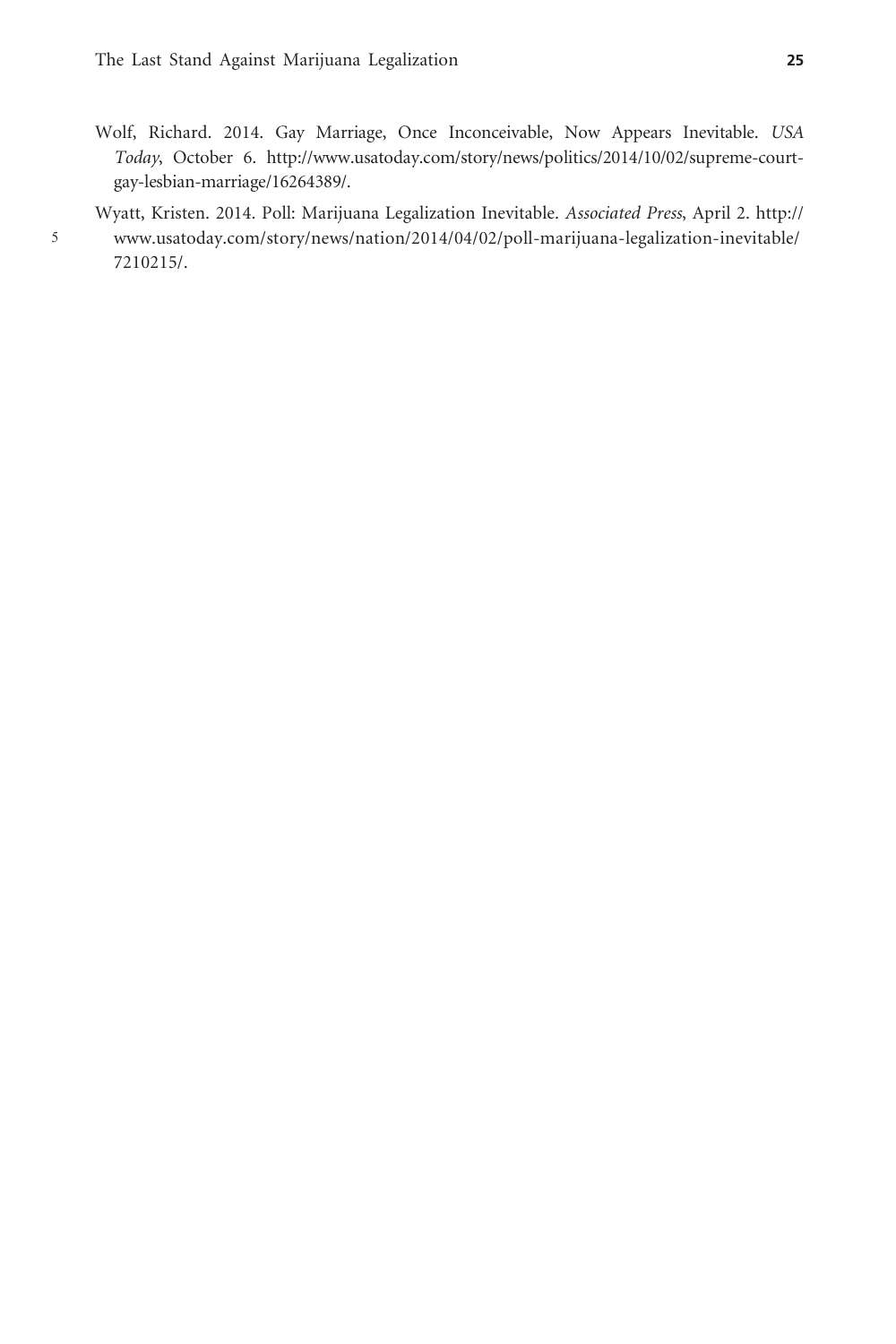Wolf, Richard. 2014. Gay Marriage, Once Inconceivable, Now Appears Inevitable. *USA Today*, October 6. http://www.usatoday.com/story/news/politics/2014/10/02/supreme-court-gay-lesbian-marriage/16264389/.

Wyatt, Kristen. 2014. Poll: Marijuana Legalization Inevitable. *Associated Press*, April 2. http://www.usatoday.com/story/news/nation/2014/04/02/poll-marijuana-legalization-inevitable/7210215/.